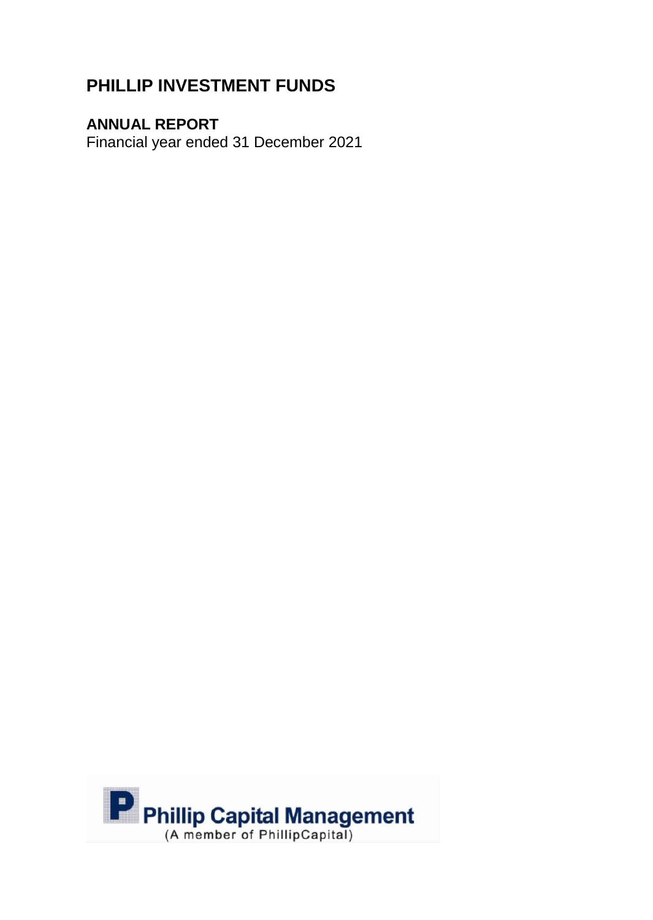# PHILLIP INVESTMENT FUNDS

## ANNUAL REPORT

Financial year ended 31 December 2021

Phillip Capital Management

(A member of PhillipCapital)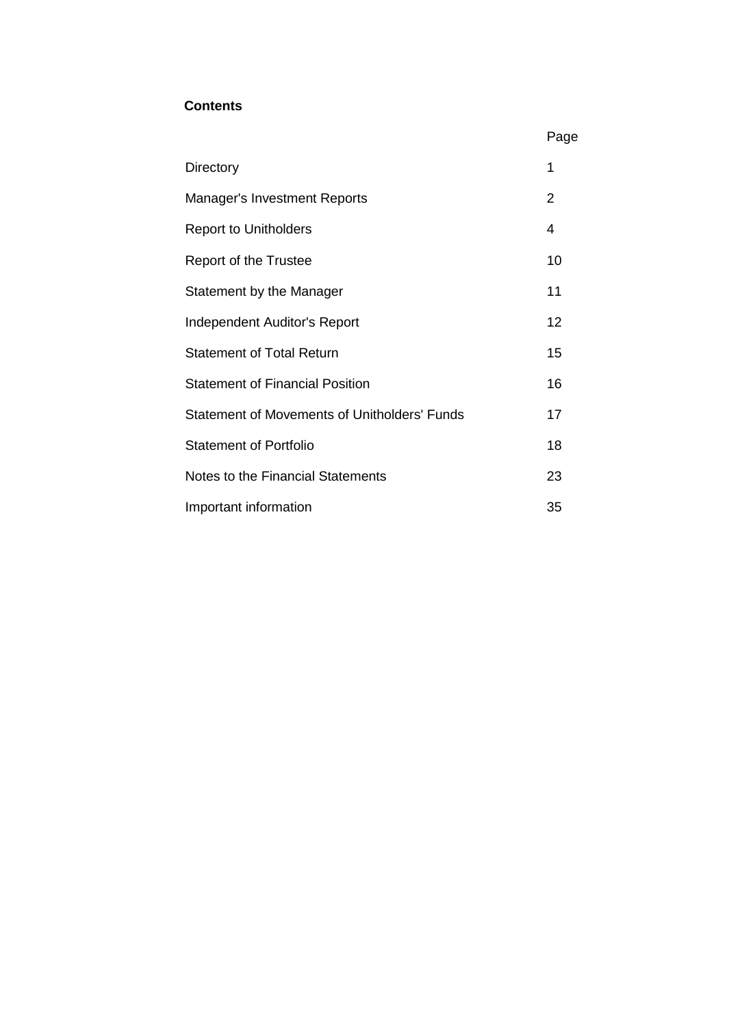**Contents**

| | Page |
|---|---|
| Directory | 1 |
| Manager's Investment Reports | 2 |
| Report to Unitholders | 4 |
| Report of the Trustee | 10 |
| Statement by the Manager | 11 |
| Independent Auditor's Report | 12 |
| Statement of Total Return | 15 |
| Statement of Financial Position | 16 |
| Statement of Movements of Unitholders' Funds | 17 |
| Statement of Portfolio | 18 |
| Notes to the Financial Statements | 23 |
| Important information | 35 |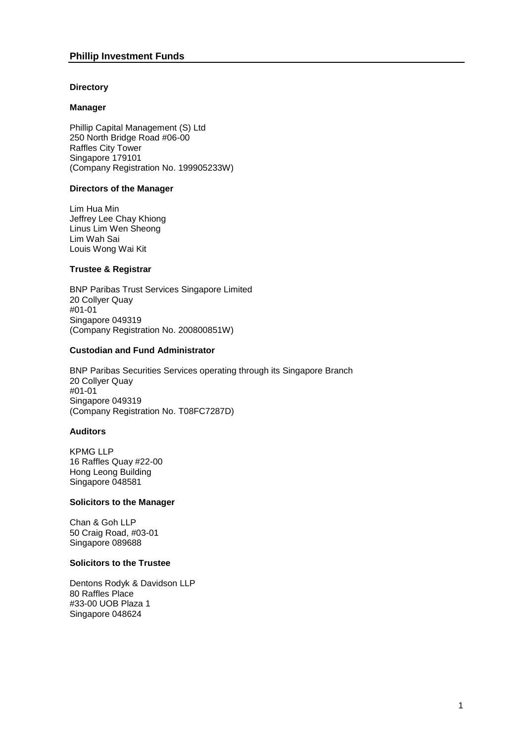# Phillip Investment Funds

## Directory

### Manager

Phillip Capital Management (S) Ltd
250 North Bridge Road #06-00
Raffles City Tower
Singapore 179101
(Company Registration No. 199905233W)

### Directors of the Manager

Lim Hua Min
Jeffrey Lee Chay Khiong
Linus Lim Wen Sheong
Lim Wah Sai
Louis Wong Wai Kit

### Trustee & Registrar

BNP Paribas Trust Services Singapore Limited
20 Collyer Quay
#01-01
Singapore 049319
(Company Registration No. 200800851W)

### Custodian and Fund Administrator

BNP Paribas Securities Services operating through its Singapore Branch
20 Collyer Quay
#01-01
Singapore 049319
(Company Registration No. T08FC7287D)

### Auditors

KPMG LLP
16 Raffles Quay #22-00
Hong Leong Building
Singapore 048581

### Solicitors to the Manager

Chan & Goh LLP
50 Craig Road, #03-01
Singapore 089688

### Solicitors to the Trustee

Dentons Rodyk & Davidson LLP
80 Raffles Place
#33-00 UOB Plaza 1
Singapore 048624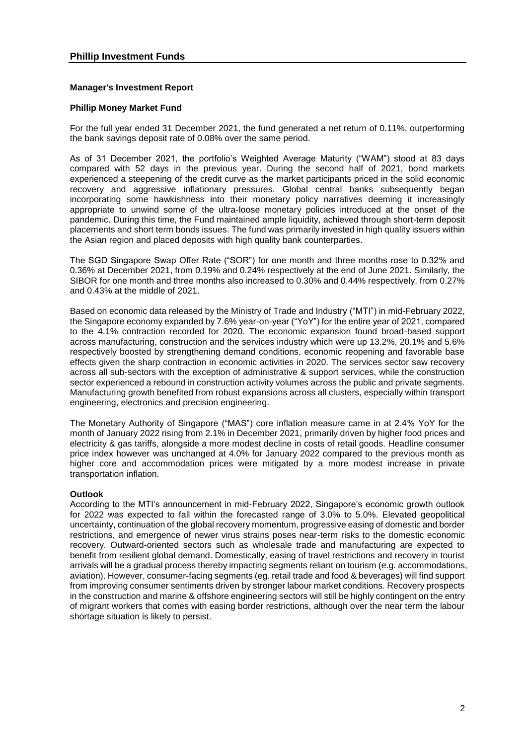## Manager's Investment Report

### Phillip Money Market Fund

For the full year ended 31 December 2021, the fund generated a net return of 0.11%, outperforming the bank savings deposit rate of 0.08% over the same period.

As of 31 December 2021, the portfolio's Weighted Average Maturity ("WAM") stood at 83 days compared with 52 days in the previous year. During the second half of 2021, bond markets experienced a steepening of the credit curve as the market participants priced in the solid economic recovery and aggressive inflationary pressures. Global central banks subsequently began incorporating some hawkishness into their monetary policy narratives deeming it increasingly appropriate to unwind some of the ultra-loose monetary policies introduced at the onset of the pandemic. During this time, the Fund maintained ample liquidity, achieved through short-term deposit placements and short term bonds issues. The fund was primarily invested in high quality issuers within the Asian region and placed deposits with high quality bank counterparties.

The SGD Singapore Swap Offer Rate ("SOR") for one month and three months rose to 0.32% and 0.36% at December 2021, from 0.19% and 0.24% respectively at the end of June 2021. Similarly, the SIBOR for one month and three months also increased to 0.30% and 0.44% respectively, from 0.27% and 0.43% at the middle of 2021.

Based on economic data released by the Ministry of Trade and Industry ("MTI") in mid-February 2022, the Singapore economy expanded by 7.6% year-on-year ("YoY") for the entire year of 2021, compared to the 4.1% contraction recorded for 2020. The economic expansion found broad-based support across manufacturing, construction and the services industry which were up 13.2%, 20.1% and 5.6% respectively boosted by strengthening demand conditions, economic reopening and favorable base effects given the sharp contraction in economic activities in 2020. The services sector saw recovery across all sub-sectors with the exception of administrative & support services, while the construction sector experienced a rebound in construction activity volumes across the public and private segments. Manufacturing growth benefited from robust expansions across all clusters, especially within transport engineering, electronics and precision engineering.

The Monetary Authority of Singapore ("MAS") core inflation measure came in at 2.4% YoY for the month of January 2022 rising from 2.1% in December 2021, primarily driven by higher food prices and electricity & gas tariffs, alongside a more modest decline in costs of retail goods. Headline consumer price index however was unchanged at 4.0% for January 2022 compared to the previous month as higher core and accommodation prices were mitigated by a more modest increase in private transportation inflation.

### Outlook

According to the MTI's announcement in mid-February 2022, Singapore's economic growth outlook for 2022 was expected to fall within the forecasted range of 3.0% to 5.0%. Elevated geopolitical uncertainty, continuation of the global recovery momentum, progressive easing of domestic and border restrictions, and emergence of newer virus strains poses near-term risks to the domestic economic recovery. Outward-oriented sectors such as wholesale trade and manufacturing are expected to benefit from resilient global demand. Domestically, easing of travel restrictions and recovery in tourist arrivals will be a gradual process thereby impacting segments reliant on tourism (e.g. accommodations, aviation). However, consumer-facing segments (eg. retail trade and food & beverages) will find support from improving consumer sentiments driven by stronger labour market conditions. Recovery prospects in the construction and marine & offshore engineering sectors will still be highly contingent on the entry of migrant workers that comes with easing border restrictions, although over the near term the labour shortage situation is likely to persist.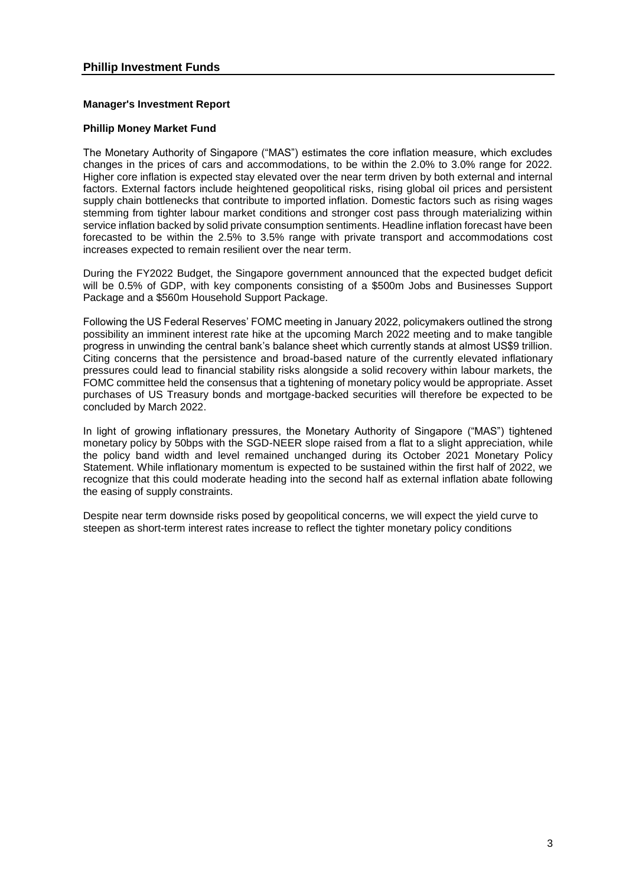## Manager's Investment Report

### Phillip Money Market Fund

The Monetary Authority of Singapore ("MAS") estimates the core inflation measure, which excludes changes in the prices of cars and accommodations, to be within the 2.0% to 3.0% range for 2022. Higher core inflation is expected stay elevated over the near term driven by both external and internal factors. External factors include heightened geopolitical risks, rising global oil prices and persistent supply chain bottlenecks that contribute to imported inflation. Domestic factors such as rising wages stemming from tighter labour market conditions and stronger cost pass through materializing within service inflation backed by solid private consumption sentiments. Headline inflation forecast have been forecasted to be within the 2.5% to 3.5% range with private transport and accommodations cost increases expected to remain resilient over the near term.

During the FY2022 Budget, the Singapore government announced that the expected budget deficit will be 0.5% of GDP, with key components consisting of a $500m Jobs and Businesses Support Package and a $560m Household Support Package.

Following the US Federal Reserves' FOMC meeting in January 2022, policymakers outlined the strong possibility an imminent interest rate hike at the upcoming March 2022 meeting and to make tangible progress in unwinding the central bank's balance sheet which currently stands at almost US$9 trillion. Citing concerns that the persistence and broad-based nature of the currently elevated inflationary pressures could lead to financial stability risks alongside a solid recovery within labour markets, the FOMC committee held the consensus that a tightening of monetary policy would be appropriate. Asset purchases of US Treasury bonds and mortgage-backed securities will therefore be expected to be concluded by March 2022.

In light of growing inflationary pressures, the Monetary Authority of Singapore ("MAS") tightened monetary policy by 50bps with the SGD-NEER slope raised from a flat to a slight appreciation, while the policy band width and level remained unchanged during its October 2021 Monetary Policy Statement. While inflationary momentum is expected to be sustained within the first half of 2022, we recognize that this could moderate heading into the second half as external inflation abate following the easing of supply constraints.

Despite near term downside risks posed by geopolitical concerns, we will expect the yield curve to steepen as short-term interest rates increase to reflect the tighter monetary policy conditions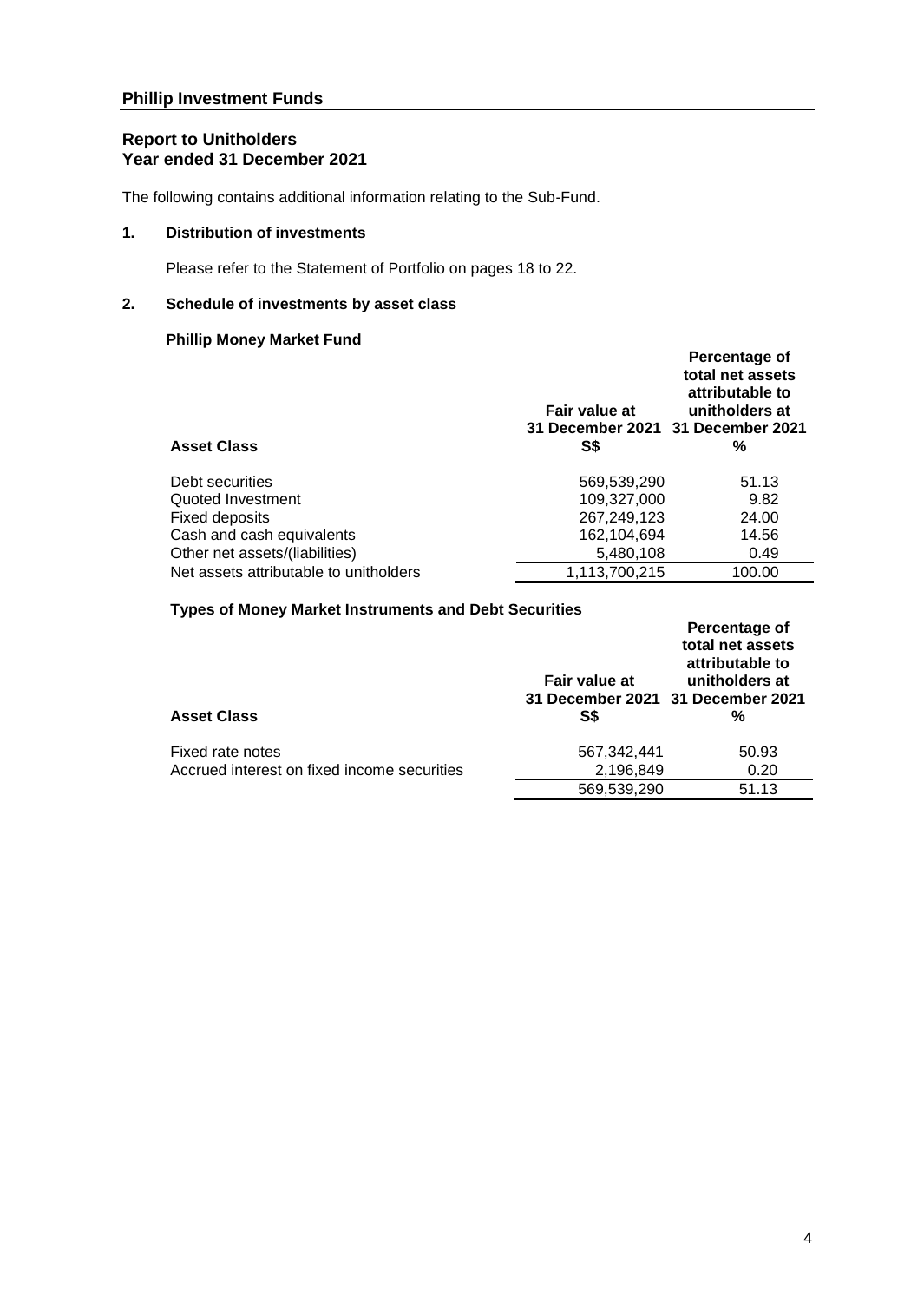## Phillip Investment Funds

### Report to Unitholders
### Year ended 31 December 2021

The following contains additional information relating to the Sub-Fund.

**1. Distribution of investments**

Please refer to the Statement of Portfolio on pages 18 to 22.

**2. Schedule of investments by asset class**

**Phillip Money Market Fund**

| Asset Class | Fair value at 31 December 2021 S$ | Percentage of total net assets attributable to unitholders at 31 December 2021 % |
|---|---|---|
| Debt securities | 569,539,290 | 51.13 |
| Quoted Investment | 109,327,000 | 9.82 |
| Fixed deposits | 267,249,123 | 24.00 |
| Cash and cash equivalents | 162,104,694 | 14.56 |
| Other net assets/(liabilities) | 5,480,108 | 0.49 |
| Net assets attributable to unitholders | 1,113,700,215 | 100.00 |

**Types of Money Market Instruments and Debt Securities**

| Asset Class | Fair value at 31 December 2021 S$ | Percentage of total net assets attributable to unitholders at 31 December 2021 % |
|---|---|---|
| Fixed rate notes | 567,342,441 | 50.93 |
| Accrued interest on fixed income securities | 2,196,849 | 0.20 |
| | 569,539,290 | 51.13 |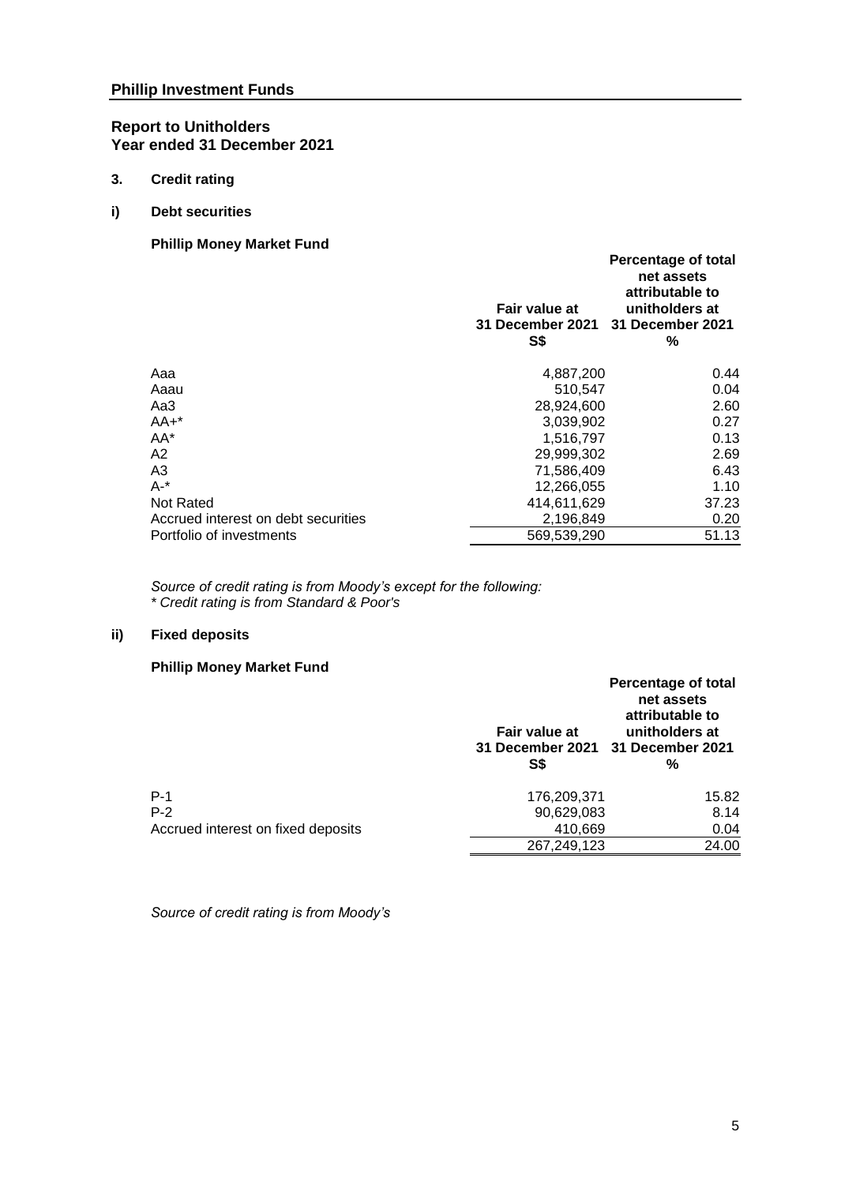## Phillip Investment Funds

### Report to Unitholders
### Year ended 31 December 2021

**3. Credit rating**

**i) Debt securities**

**Phillip Money Market Fund**

| | Fair value at 31 December 2021 S$ | Percentage of total net assets attributable to unitholders at 31 December 2021 % |
|---|---|---|
| Aaa | 4,887,200 | 0.44 |
| Aaau | 510,547 | 0.04 |
| Aa3 | 28,924,600 | 2.60 |
| AA+* | 3,039,902 | 0.27 |
| AA* | 1,516,797 | 0.13 |
| A2 | 29,999,302 | 2.69 |
| A3 | 71,586,409 | 6.43 |
| A-* | 12,266,055 | 1.10 |
| Not Rated | 414,611,629 | 37.23 |
| Accrued interest on debt securities | 2,196,849 | 0.20 |
| Portfolio of investments | 569,539,290 | 51.13 |

*Source of credit rating is from Moody's except for the following:*
*\* Credit rating is from Standard & Poor's*

**ii) Fixed deposits**

**Phillip Money Market Fund**

| | Fair value at 31 December 2021 S$ | Percentage of total net assets attributable to unitholders at 31 December 2021 % |
|---|---|---|
| P-1 | 176,209,371 | 15.82 |
| P-2 | 90,629,083 | 8.14 |
| Accrued interest on fixed deposits | 410,669 | 0.04 |
| | 267,249,123 | 24.00 |

*Source of credit rating is from Moody's*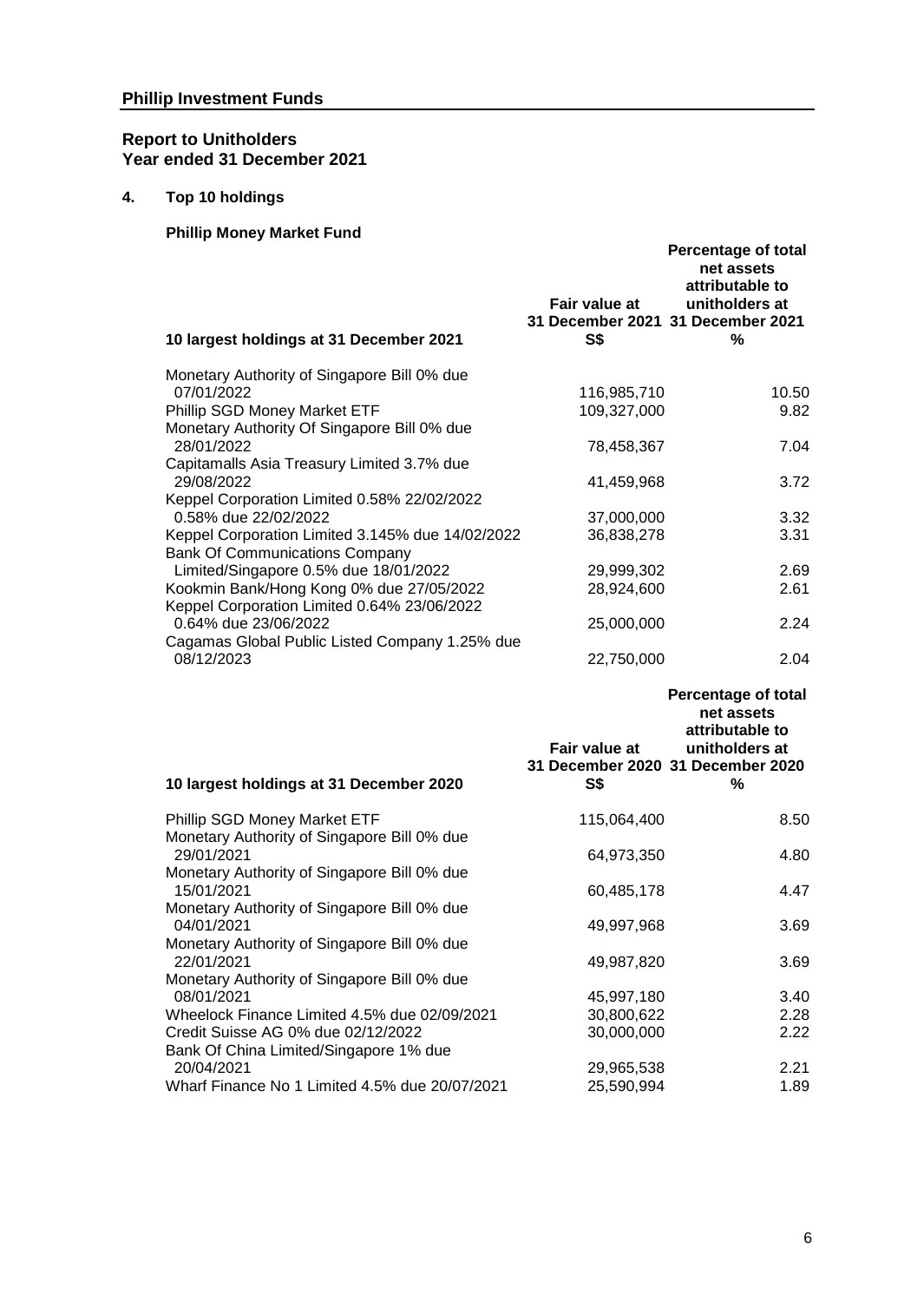## Phillip Investment Funds

### Report to Unitholders
### Year ended 31 December 2021

### 4. Top 10 holdings

**Phillip Money Market Fund**

| 10 largest holdings at 31 December 2021 | Fair value at 31 December 2021 S$ | Percentage of total net assets attributable to unitholders at 31 December 2021 % |
|---|---|---|
| Monetary Authority of Singapore Bill 0% due 07/01/2022 | 116,985,710 | 10.50 |
| Phillip SGD Money Market ETF | 109,327,000 | 9.82 |
| Monetary Authority Of Singapore Bill 0% due 28/01/2022 | 78,458,367 | 7.04 |
| Capitamalls Asia Treasury Limited 3.7% due 29/08/2022 | 41,459,968 | 3.72 |
| Keppel Corporation Limited 0.58% 22/02/2022 0.58% due 22/02/2022 | 37,000,000 | 3.32 |
| Keppel Corporation Limited 3.145% due 14/02/2022 | 36,838,278 | 3.31 |
| Bank Of Communications Company Limited/Singapore 0.5% due 18/01/2022 | 29,999,302 | 2.69 |
| Kookmin Bank/Hong Kong 0% due 27/05/2022 | 28,924,600 | 2.61 |
| Keppel Corporation Limited 0.64% 23/06/2022 0.64% due 23/06/2022 | 25,000,000 | 2.24 |
| Cagamas Global Public Listed Company 1.25% due 08/12/2023 | 22,750,000 | 2.04 |

| 10 largest holdings at 31 December 2020 | Fair value at 31 December 2020 S$ | Percentage of total net assets attributable to unitholders at 31 December 2020 % |
|---|---|---|
| Phillip SGD Money Market ETF | 115,064,400 | 8.50 |
| Monetary Authority of Singapore Bill 0% due 29/01/2021 | 64,973,350 | 4.80 |
| Monetary Authority of Singapore Bill 0% due 15/01/2021 | 60,485,178 | 4.47 |
| Monetary Authority of Singapore Bill 0% due 04/01/2021 | 49,997,968 | 3.69 |
| Monetary Authority of Singapore Bill 0% due 22/01/2021 | 49,987,820 | 3.69 |
| Monetary Authority of Singapore Bill 0% due 08/01/2021 | 45,997,180 | 3.40 |
| Wheelock Finance Limited 4.5% due 02/09/2021 | 30,800,622 | 2.28 |
| Credit Suisse AG 0% due 02/12/2022 | 30,000,000 | 2.22 |
| Bank Of China Limited/Singapore 1% due 20/04/2021 | 29,965,538 | 2.21 |
| Wharf Finance No 1 Limited 4.5% due 20/07/2021 | 25,590,994 | 1.89 |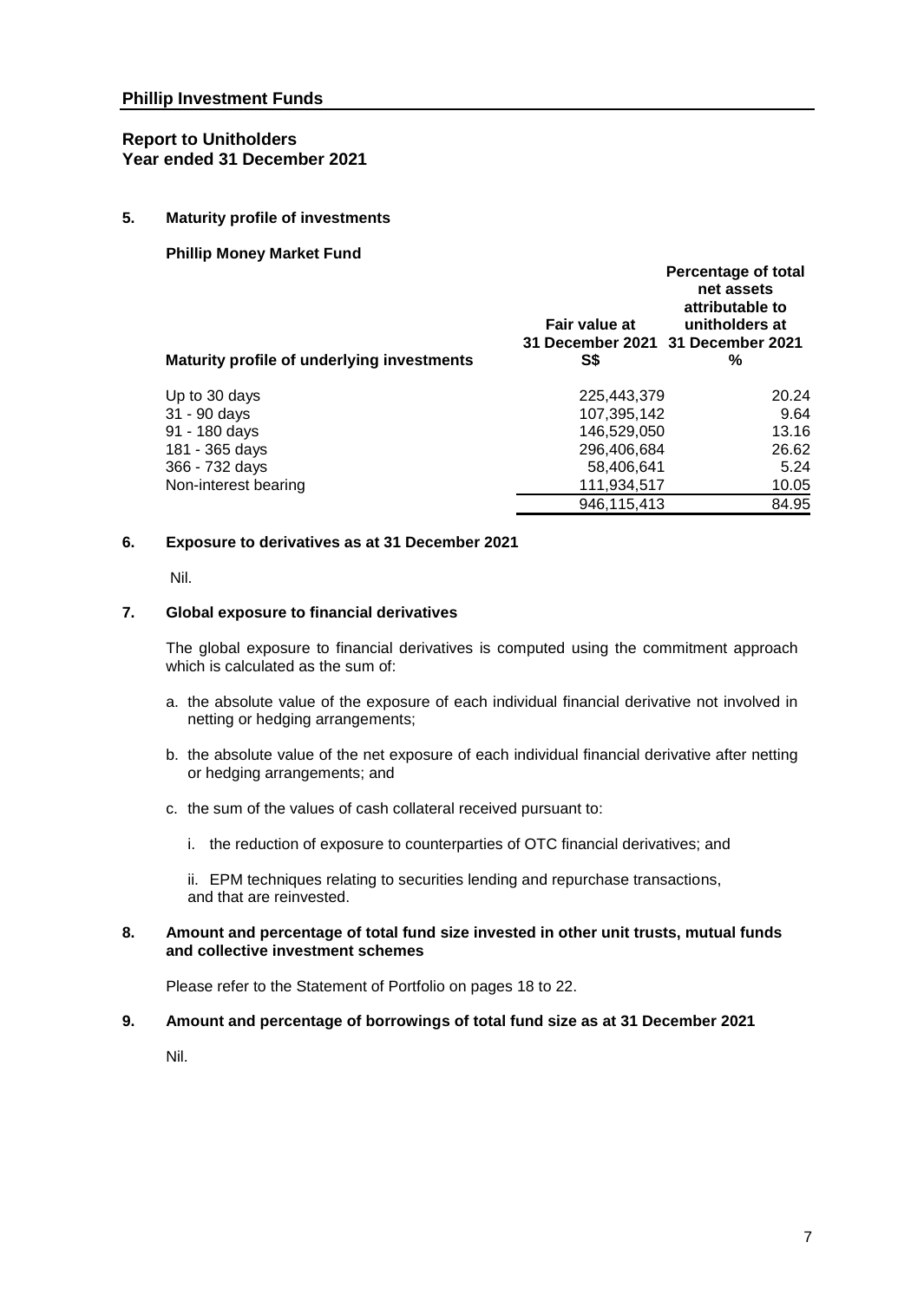**Phillip Investment Funds**

**Report to Unitholders**
**Year ended 31 December 2021**

**5. Maturity profile of investments**

**Phillip Money Market Fund**

| Maturity profile of underlying investments | Fair value at 31 December 2021 S$ | Percentage of total net assets attributable to unitholders at 31 December 2021 % |
|---|---|---|
| Up to 30 days | 225,443,379 | 20.24 |
| 31 - 90 days | 107,395,142 | 9.64 |
| 91 - 180 days | 146,529,050 | 13.16 |
| 181 - 365 days | 296,406,684 | 26.62 |
| 366 - 732 days | 58,406,641 | 5.24 |
| Non-interest bearing | 111,934,517 | 10.05 |
| | 946,115,413 | 84.95 |

**6. Exposure to derivatives as at 31 December 2021**

Nil.

**7. Global exposure to financial derivatives**

The global exposure to financial derivatives is computed using the commitment approach which is calculated as the sum of:

a. the absolute value of the exposure of each individual financial derivative not involved in netting or hedging arrangements;

b. the absolute value of the net exposure of each individual financial derivative after netting or hedging arrangements; and

c. the sum of the values of cash collateral received pursuant to:

   i. the reduction of exposure to counterparties of OTC financial derivatives; and

   ii. EPM techniques relating to securities lending and repurchase transactions, and that are reinvested.

**8. Amount and percentage of total fund size invested in other unit trusts, mutual funds and collective investment schemes**

Please refer to the Statement of Portfolio on pages 18 to 22.

**9. Amount and percentage of borrowings of total fund size as at 31 December 2021**

Nil.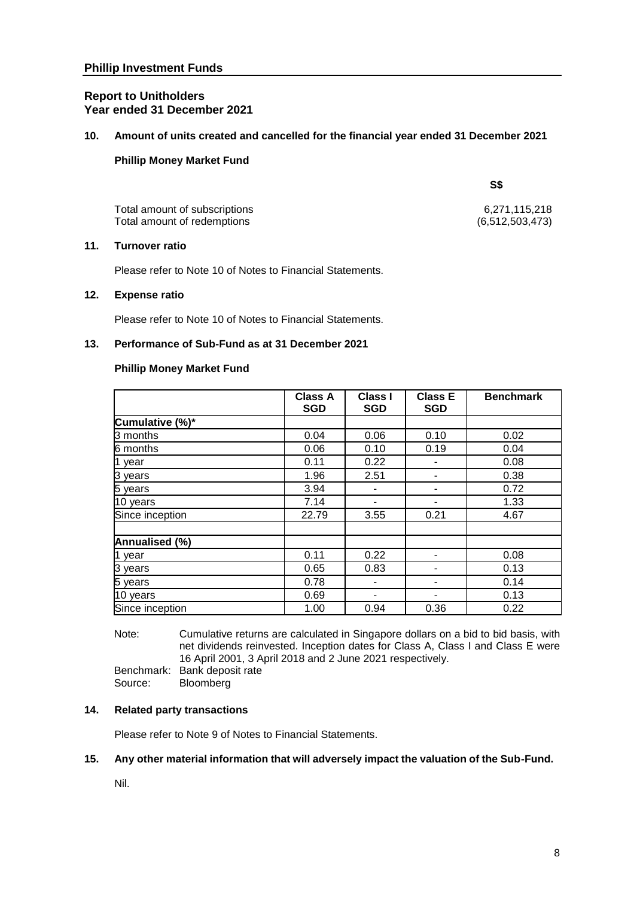**Phillip Investment Funds**

**Report to Unitholders**
**Year ended 31 December 2021**

## 10. Amount of units created and cancelled for the financial year ended 31 December 2021

**Phillip Money Market Fund**

| | S$ |
|---|---|
| Total amount of subscriptions | 6,271,115,218 |
| Total amount of redemptions | (6,512,503,473) |

## 11. Turnover ratio

Please refer to Note 10 of Notes to Financial Statements.

## 12. Expense ratio

Please refer to Note 10 of Notes to Financial Statements.

## 13. Performance of Sub-Fund as at 31 December 2021

**Phillip Money Market Fund**

| | Class A SGD | Class I SGD | Class E SGD | Benchmark |
|---|---|---|---|---|
| **Cumulative (%)*** | | | | |
| 3 months | 0.04 | 0.06 | 0.10 | 0.02 |
| 6 months | 0.06 | 0.10 | 0.19 | 0.04 |
| 1 year | 0.11 | 0.22 | - | 0.08 |
| 3 years | 1.96 | 2.51 | - | 0.38 |
| 5 years | 3.94 | - | - | 0.72 |
| 10 years | 7.14 | - | - | 1.33 |
| Since inception | 22.79 | 3.55 | 0.21 | 4.67 |
| | | | | |
| **Annualised (%)** | | | | |
| 1 year | 0.11 | 0.22 | - | 0.08 |
| 3 years | 0.65 | 0.83 | - | 0.13 |
| 5 years | 0.78 | - | - | 0.14 |
| 10 years | 0.69 | - | - | 0.13 |
| Since inception | 1.00 | 0.94 | 0.36 | 0.22 |

Note: Cumulative returns are calculated in Singapore dollars on a bid to bid basis, with net dividends reinvested. Inception dates for Class A, Class I and Class E were 16 April 2001, 3 April 2018 and 2 June 2021 respectively.
Benchmark: Bank deposit rate
Source: Bloomberg

## 14. Related party transactions

Please refer to Note 9 of Notes to Financial Statements.

## 15. Any other material information that will adversely impact the valuation of the Sub-Fund.

Nil.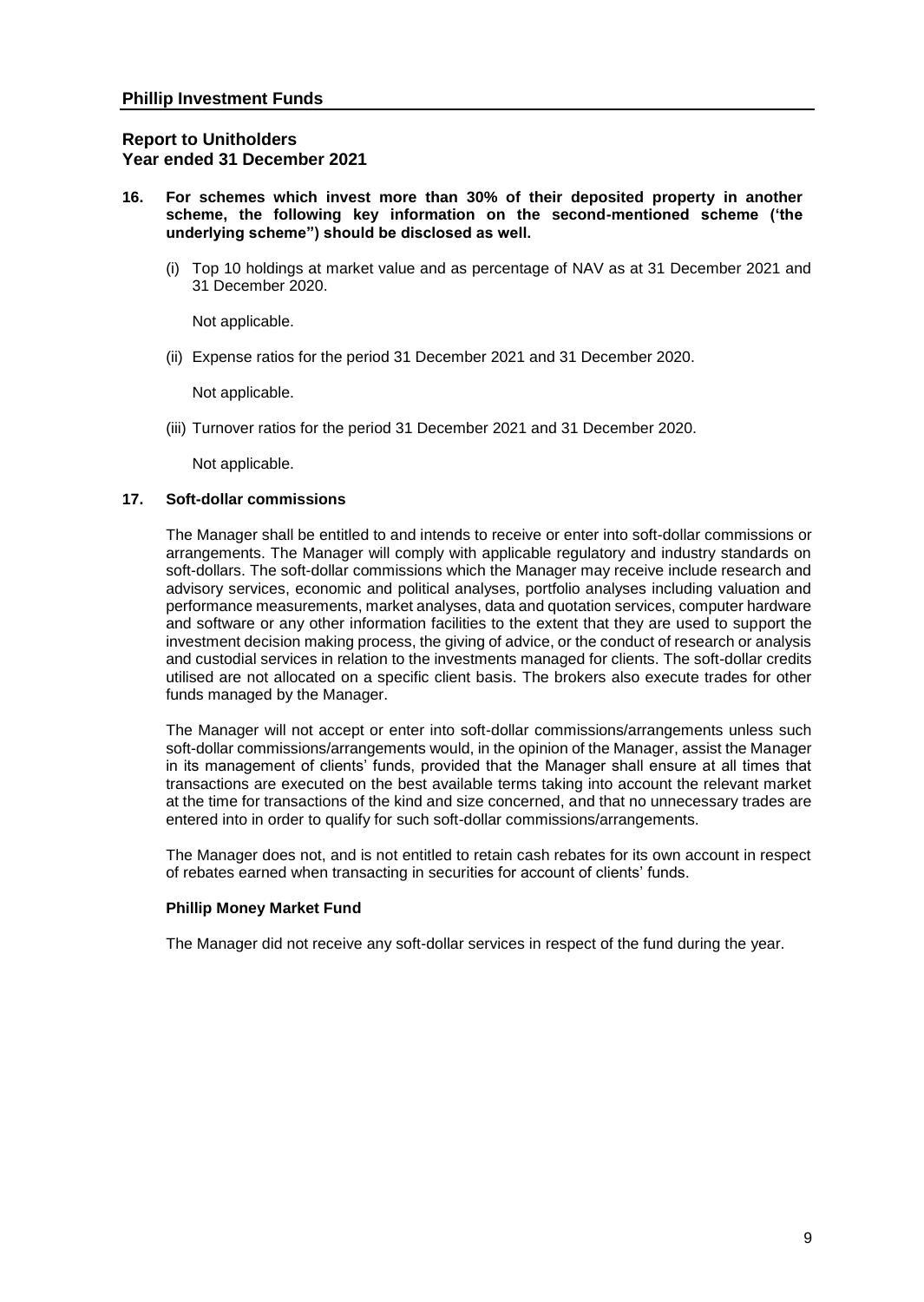**16. For schemes which invest more than 30% of their deposited property in another scheme, the following key information on the second-mentioned scheme ('the underlying scheme") should be disclosed as well.**

(i) Top 10 holdings at market value and as percentage of NAV as at 31 December 2021 and 31 December 2020.

Not applicable.

(ii) Expense ratios for the period 31 December 2021 and 31 December 2020.

Not applicable.

(iii) Turnover ratios for the period 31 December 2021 and 31 December 2020.

Not applicable.

**17. Soft-dollar commissions**

The Manager shall be entitled to and intends to receive or enter into soft-dollar commissions or arrangements. The Manager will comply with applicable regulatory and industry standards on soft-dollars. The soft-dollar commissions which the Manager may receive include research and advisory services, economic and political analyses, portfolio analyses including valuation and performance measurements, market analyses, data and quotation services, computer hardware and software or any other information facilities to the extent that they are used to support the investment decision making process, the giving of advice, or the conduct of research or analysis and custodial services in relation to the investments managed for clients. The soft-dollar credits utilised are not allocated on a specific client basis. The brokers also execute trades for other funds managed by the Manager.

The Manager will not accept or enter into soft-dollar commissions/arrangements unless such soft-dollar commissions/arrangements would, in the opinion of the Manager, assist the Manager in its management of clients' funds, provided that the Manager shall ensure at all times that transactions are executed on the best available terms taking into account the relevant market at the time for transactions of the kind and size concerned, and that no unnecessary trades are entered into in order to qualify for such soft-dollar commissions/arrangements.

The Manager does not, and is not entitled to retain cash rebates for its own account in respect of rebates earned when transacting in securities for account of clients' funds.

**Phillip Money Market Fund**

The Manager did not receive any soft-dollar services in respect of the fund during the year.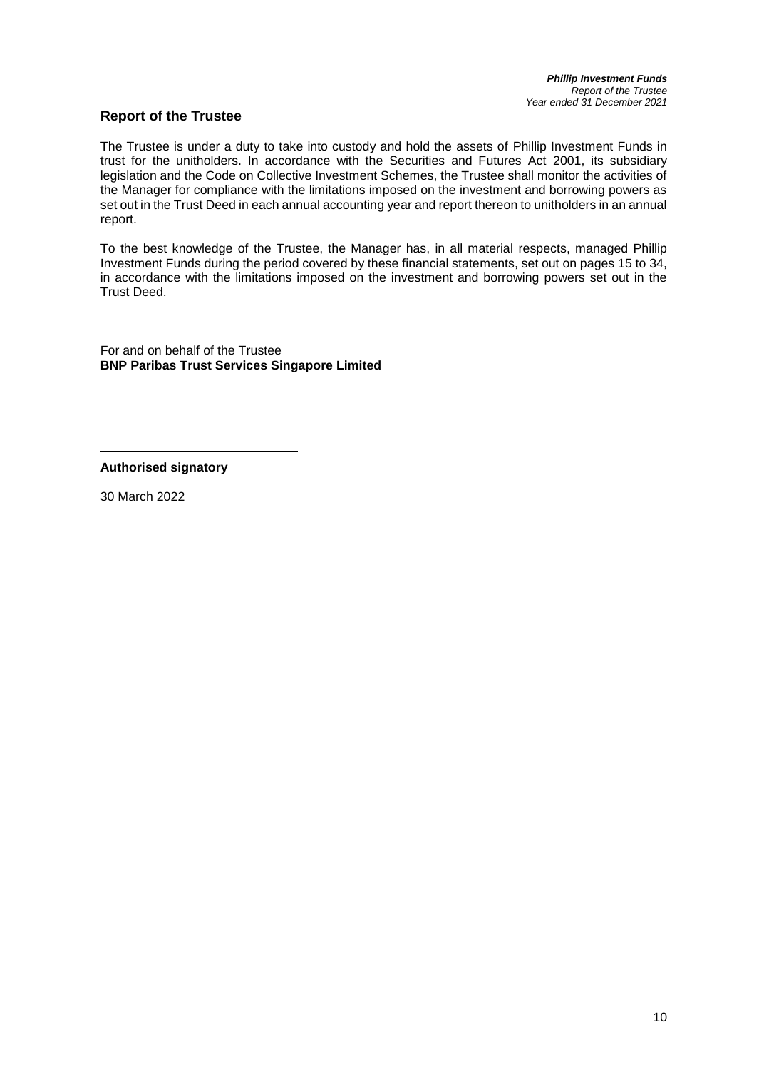## Report of the Trustee

The Trustee is under a duty to take into custody and hold the assets of Phillip Investment Funds in trust for the unitholders. In accordance with the Securities and Futures Act 2001, its subsidiary legislation and the Code on Collective Investment Schemes, the Trustee shall monitor the activities of the Manager for compliance with the limitations imposed on the investment and borrowing powers as set out in the Trust Deed in each annual accounting year and report thereon to unitholders in an annual report.

To the best knowledge of the Trustee, the Manager has, in all material respects, managed Phillip Investment Funds during the period covered by these financial statements, set out on pages 15 to 34, in accordance with the limitations imposed on the investment and borrowing powers set out in the Trust Deed.

For and on behalf of the Trustee
**BNP Paribas Trust Services Singapore Limited**

**Authorised signatory**

30 March 2022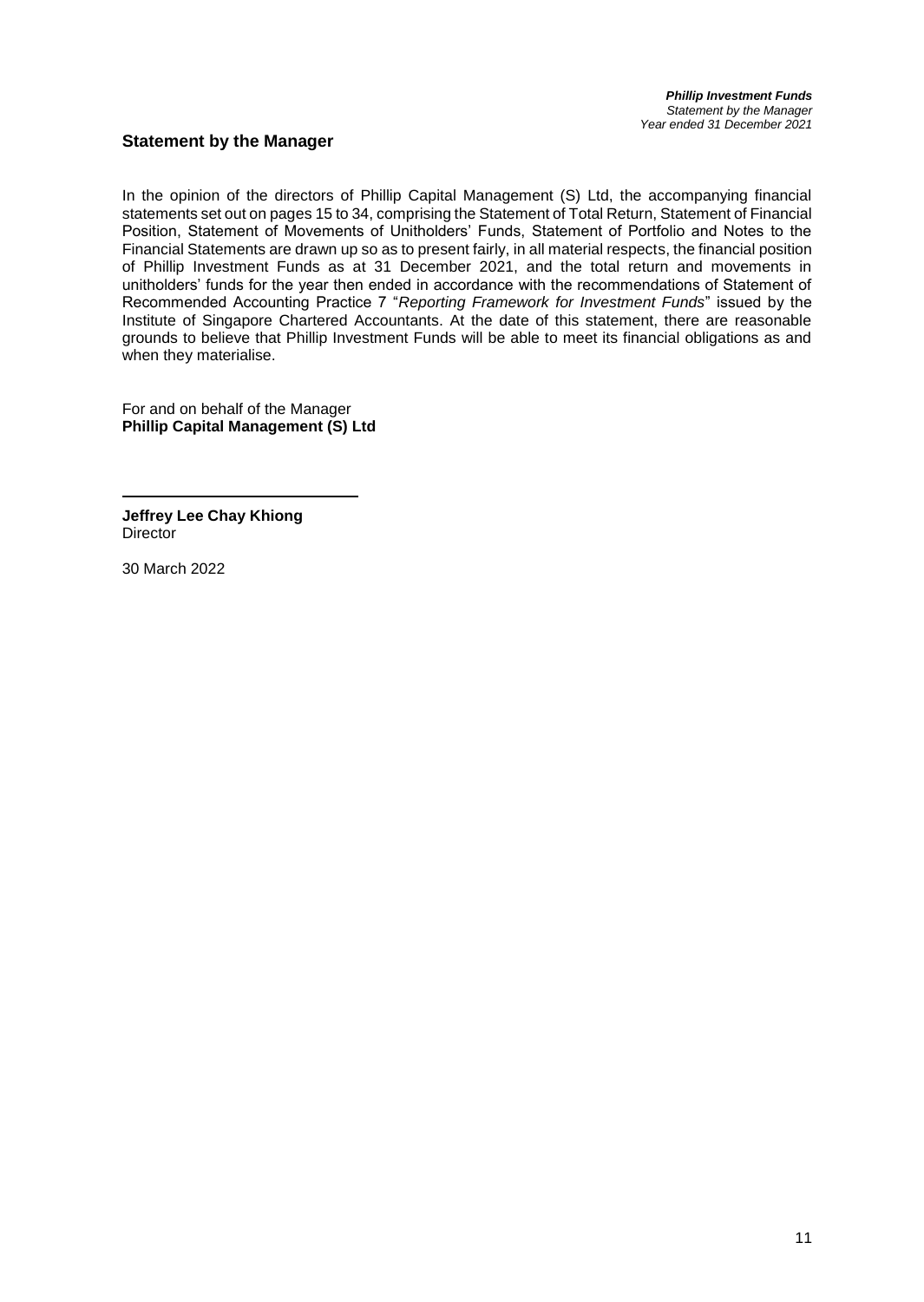## Statement by the Manager

In the opinion of the directors of Phillip Capital Management (S) Ltd, the accompanying financial statements set out on pages 15 to 34, comprising the Statement of Total Return, Statement of Financial Position, Statement of Movements of Unitholders' Funds, Statement of Portfolio and Notes to the Financial Statements are drawn up so as to present fairly, in all material respects, the financial position of Phillip Investment Funds as at 31 December 2021, and the total return and movements in unitholders' funds for the year then ended in accordance with the recommendations of Statement of Recommended Accounting Practice 7 "*Reporting Framework for Investment Funds*" issued by the Institute of Singapore Chartered Accountants. At the date of this statement, there are reasonable grounds to believe that Phillip Investment Funds will be able to meet its financial obligations as and when they materialise.

For and on behalf of the Manager
**Phillip Capital Management (S) Ltd**

**Jeffrey Lee Chay Khiong**
Director

30 March 2022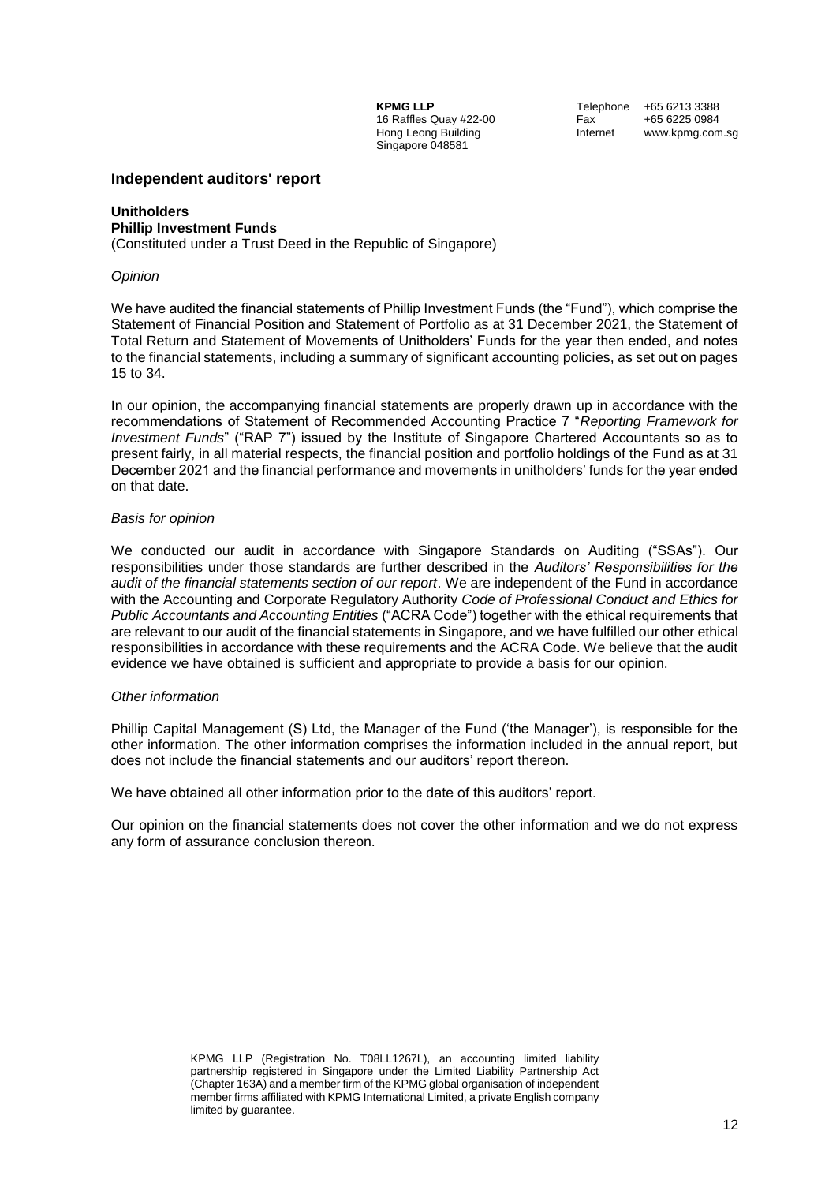**KPMG LLP**
16 Raffles Quay #22-00
Hong Leong Building
Singapore 048581

Telephone +65 6213 3388
Fax +65 6225 0984
Internet www.kpmg.com.sg

## Independent auditors' report

**Unitholders**
**Phillip Investment Funds**
(Constituted under a Trust Deed in the Republic of Singapore)

*Opinion*

We have audited the financial statements of Phillip Investment Funds (the "Fund"), which comprise the Statement of Financial Position and Statement of Portfolio as at 31 December 2021, the Statement of Total Return and Statement of Movements of Unitholders' Funds for the year then ended, and notes to the financial statements, including a summary of significant accounting policies, as set out on pages 15 to 34.

In our opinion, the accompanying financial statements are properly drawn up in accordance with the recommendations of Statement of Recommended Accounting Practice 7 "*Reporting Framework for Investment Funds*" ("RAP 7") issued by the Institute of Singapore Chartered Accountants so as to present fairly, in all material respects, the financial position and portfolio holdings of the Fund as at 31 December 2021 and the financial performance and movements in unitholders' funds for the year ended on that date.

*Basis for opinion*

We conducted our audit in accordance with Singapore Standards on Auditing ("SSAs"). Our responsibilities under those standards are further described in the *Auditors' Responsibilities for the audit of the financial statements section of our report*. We are independent of the Fund in accordance with the Accounting and Corporate Regulatory Authority *Code of Professional Conduct and Ethics for Public Accountants and Accounting Entities* ("ACRA Code") together with the ethical requirements that are relevant to our audit of the financial statements in Singapore, and we have fulfilled our other ethical responsibilities in accordance with these requirements and the ACRA Code. We believe that the audit evidence we have obtained is sufficient and appropriate to provide a basis for our opinion.

*Other information*

Phillip Capital Management (S) Ltd, the Manager of the Fund ('the Manager'), is responsible for the other information. The other information comprises the information included in the annual report, but does not include the financial statements and our auditors' report thereon.

We have obtained all other information prior to the date of this auditors' report.

Our opinion on the financial statements does not cover the other information and we do not express any form of assurance conclusion thereon.

KPMG LLP (Registration No. T08LL1267L), an accounting limited liability partnership registered in Singapore under the Limited Liability Partnership Act (Chapter 163A) and a member firm of the KPMG global organisation of independent member firms affiliated with KPMG International Limited, a private English company limited by guarantee.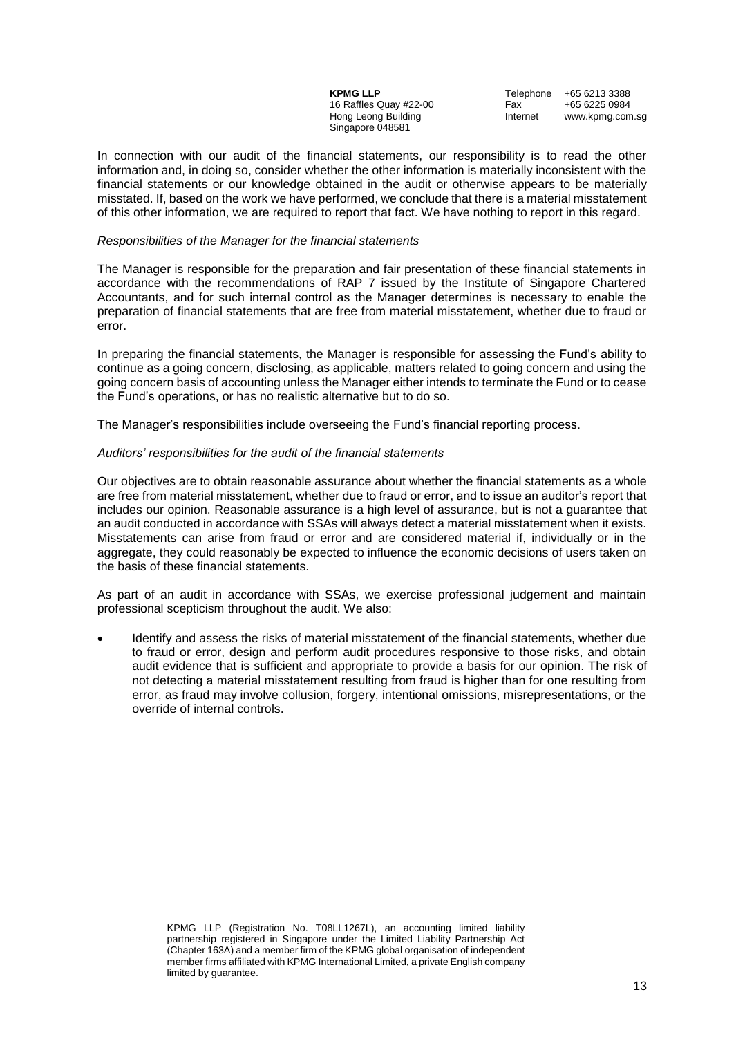**KPMG LLP**
16 Raffles Quay #22-00
Hong Leong Building
Singapore 048581

Telephone +65 6213 3388
Fax +65 6225 0984
Internet www.kpmg.com.sg

In connection with our audit of the financial statements, our responsibility is to read the other information and, in doing so, consider whether the other information is materially inconsistent with the financial statements or our knowledge obtained in the audit or otherwise appears to be materially misstated. If, based on the work we have performed, we conclude that there is a material misstatement of this other information, we are required to report that fact. We have nothing to report in this regard.

*Responsibilities of the Manager for the financial statements*

The Manager is responsible for the preparation and fair presentation of these financial statements in accordance with the recommendations of RAP 7 issued by the Institute of Singapore Chartered Accountants, and for such internal control as the Manager determines is necessary to enable the preparation of financial statements that are free from material misstatement, whether due to fraud or error.

In preparing the financial statements, the Manager is responsible for assessing the Fund's ability to continue as a going concern, disclosing, as applicable, matters related to going concern and using the going concern basis of accounting unless the Manager either intends to terminate the Fund or to cease the Fund's operations, or has no realistic alternative but to do so.

The Manager's responsibilities include overseeing the Fund's financial reporting process.

*Auditors' responsibilities for the audit of the financial statements*

Our objectives are to obtain reasonable assurance about whether the financial statements as a whole are free from material misstatement, whether due to fraud or error, and to issue an auditor's report that includes our opinion. Reasonable assurance is a high level of assurance, but is not a guarantee that an audit conducted in accordance with SSAs will always detect a material misstatement when it exists. Misstatements can arise from fraud or error and are considered material if, individually or in the aggregate, they could reasonably be expected to influence the economic decisions of users taken on the basis of these financial statements.

As part of an audit in accordance with SSAs, we exercise professional judgement and maintain professional scepticism throughout the audit. We also:

- Identify and assess the risks of material misstatement of the financial statements, whether due to fraud or error, design and perform audit procedures responsive to those risks, and obtain audit evidence that is sufficient and appropriate to provide a basis for our opinion. The risk of not detecting a material misstatement resulting from fraud is higher than for one resulting from error, as fraud may involve collusion, forgery, intentional omissions, misrepresentations, or the override of internal controls.

KPMG LLP (Registration No. T08LL1267L), an accounting limited liability partnership registered in Singapore under the Limited Liability Partnership Act (Chapter 163A) and a member firm of the KPMG global organisation of independent member firms affiliated with KPMG International Limited, a private English company limited by guarantee.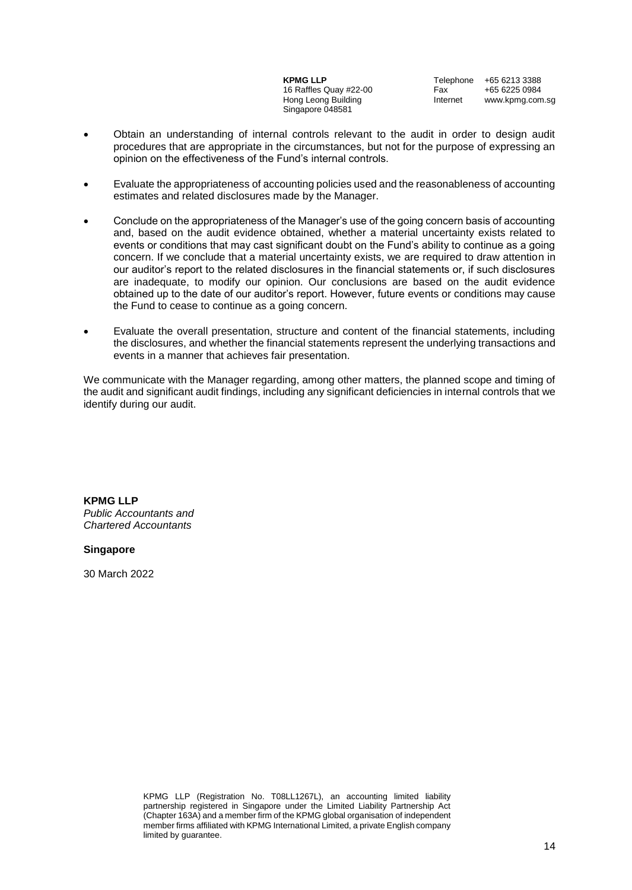**KPMG LLP**
16 Raffles Quay #22-00
Hong Leong Building
Singapore 048581

Telephone +65 6213 3388
Fax +65 6225 0984
Internet www.kpmg.com.sg

- Obtain an understanding of internal controls relevant to the audit in order to design audit procedures that are appropriate in the circumstances, but not for the purpose of expressing an opinion on the effectiveness of the Fund's internal controls.
- Evaluate the appropriateness of accounting policies used and the reasonableness of accounting estimates and related disclosures made by the Manager.
- Conclude on the appropriateness of the Manager's use of the going concern basis of accounting and, based on the audit evidence obtained, whether a material uncertainty exists related to events or conditions that may cast significant doubt on the Fund's ability to continue as a going concern. If we conclude that a material uncertainty exists, we are required to draw attention in our auditor's report to the related disclosures in the financial statements or, if such disclosures are inadequate, to modify our opinion. Our conclusions are based on the audit evidence obtained up to the date of our auditor's report. However, future events or conditions may cause the Fund to cease to continue as a going concern.
- Evaluate the overall presentation, structure and content of the financial statements, including the disclosures, and whether the financial statements represent the underlying transactions and events in a manner that achieves fair presentation.

We communicate with the Manager regarding, among other matters, the planned scope and timing of the audit and significant audit findings, including any significant deficiencies in internal controls that we identify during our audit.

**KPMG LLP**
*Public Accountants and*
*Chartered Accountants*

**Singapore**

30 March 2022

KPMG LLP (Registration No. T08LL1267L), an accounting limited liability partnership registered in Singapore under the Limited Liability Partnership Act (Chapter 163A) and a member firm of the KPMG global organisation of independent member firms affiliated with KPMG International Limited, a private English company limited by guarantee.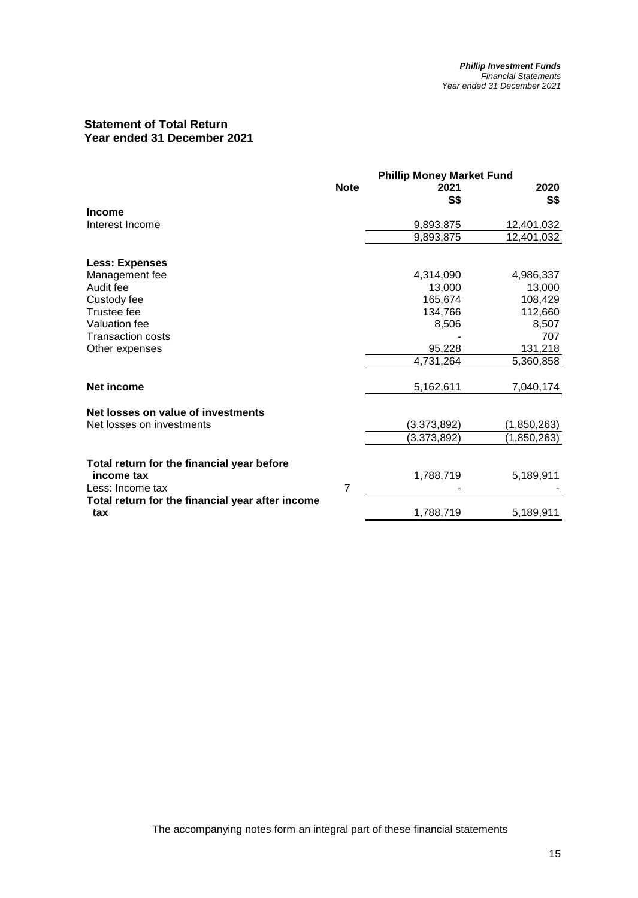## Statement of Total Return
## Year ended 31 December 2021

| | Note | Phillip Money Market Fund 2021 S$ | 2020 S$ |
|---|---|---|---|
| **Income** | | | |
| Interest Income | | 9,893,875 | 12,401,032 |
| | | 9,893,875 | 12,401,032 |
| **Less: Expenses** | | | |
| Management fee | | 4,314,090 | 4,986,337 |
| Audit fee | | 13,000 | 13,000 |
| Custody fee | | 165,674 | 108,429 |
| Trustee fee | | 134,766 | 112,660 |
| Valuation fee | | 8,506 | 8,507 |
| Transaction costs | | - | 707 |
| Other expenses | | 95,228 | 131,218 |
| | | 4,731,264 | 5,360,858 |
| **Net income** | | 5,162,611 | 7,040,174 |
| **Net losses on value of investments** | | | |
| Net losses on investments | | (3,373,892) | (1,850,263) |
| | | (3,373,892) | (1,850,263) |
| **Total return for the financial year before income tax** | | 1,788,719 | 5,189,911 |
| Less: Income tax | 7 | - | - |
| **Total return for the financial year after income tax** | | 1,788,719 | 5,189,911 |

The accompanying notes form an integral part of these financial statements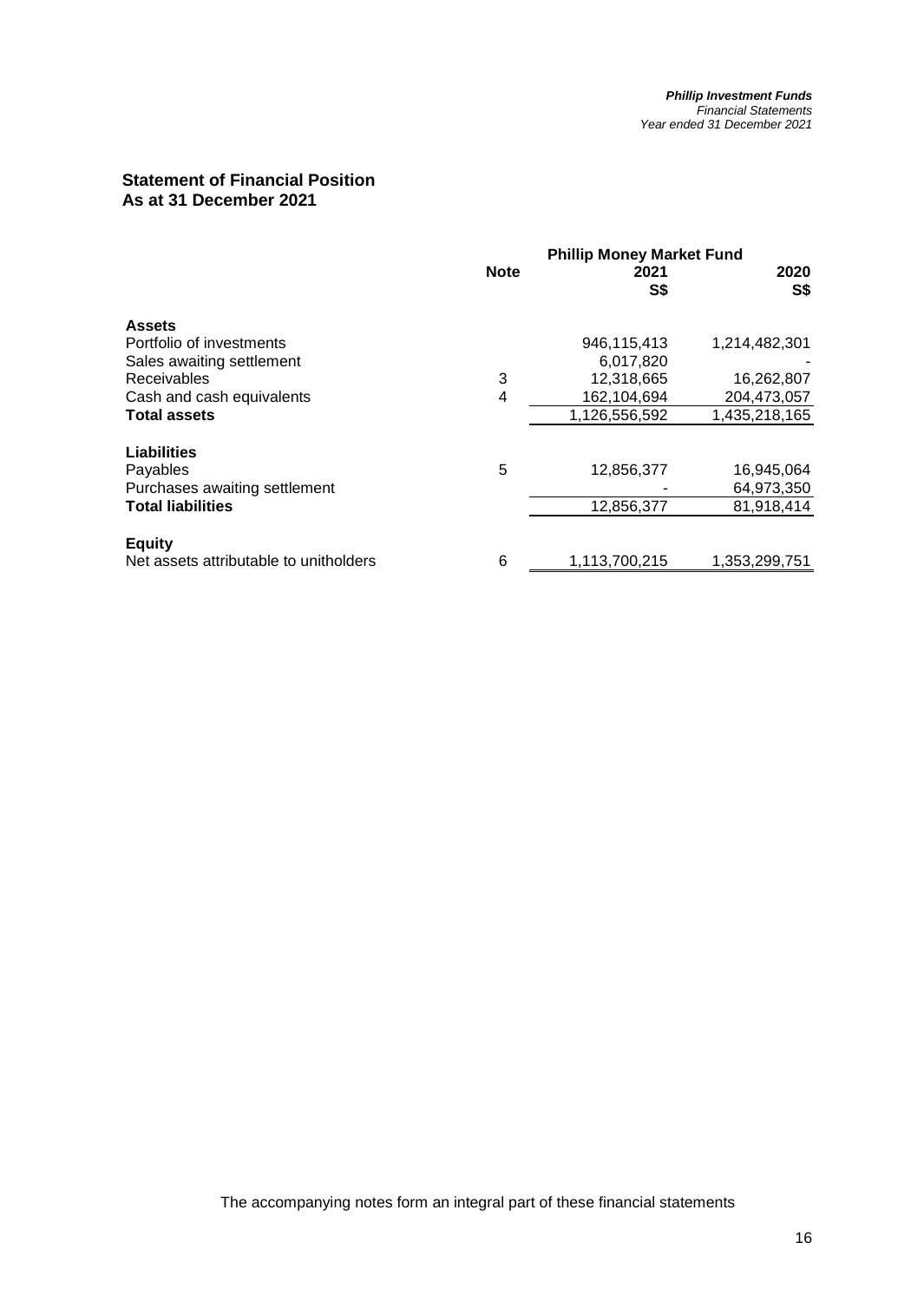## Statement of Financial Position
## As at 31 December 2021

| | | Phillip Money Market Fund | |
|---|---|---|---|
| | **Note** | **2021** | **2020** |
| | | **S$** | **S$** |
| **Assets** | | | |
| Portfolio of investments | | 946,115,413 | 1,214,482,301 |
| Sales awaiting settlement | | 6,017,820 | - |
| Receivables | 3 | 12,318,665 | 16,262,807 |
| Cash and cash equivalents | 4 | 162,104,694 | 204,473,057 |
| **Total assets** | | 1,126,556,592 | 1,435,218,165 |
| **Liabilities** | | | |
| Payables | 5 | 12,856,377 | 16,945,064 |
| Purchases awaiting settlement | | - | 64,973,350 |
| **Total liabilities** | | 12,856,377 | 81,918,414 |
| **Equity** | | | |
| Net assets attributable to unitholders | 6 | 1,113,700,215 | 1,353,299,751 |

The accompanying notes form an integral part of these financial statements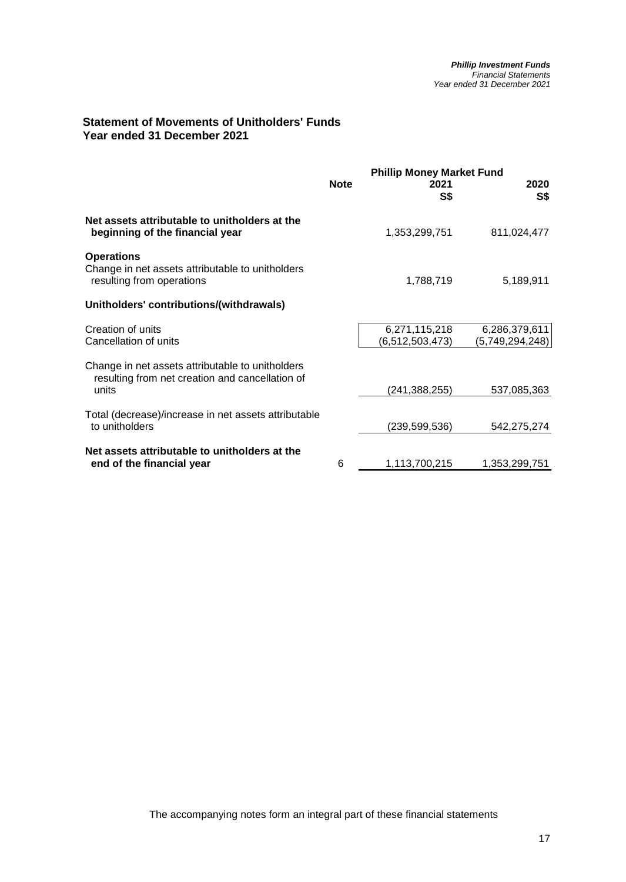## Statement of Movements of Unitholders' Funds
## Year ended 31 December 2021

| | Note | Phillip Money Market Fund 2021 S$ | 2020 S$ |
|---|---|---|---|
| **Net assets attributable to unitholders at the beginning of the financial year** | | 1,353,299,751 | 811,024,477 |
| **Operations** | | | |
| Change in net assets attributable to unitholders resulting from operations | | 1,788,719 | 5,189,911 |
| **Unitholders' contributions/(withdrawals)** | | | |
| Creation of units | | 6,271,115,218 | 6,286,379,611 |
| Cancellation of units | | (6,512,503,473) | (5,749,294,248) |
| Change in net assets attributable to unitholders resulting from net creation and cancellation of units | | (241,388,255) | 537,085,363 |
| Total (decrease)/increase in net assets attributable to unitholders | | (239,599,536) | 542,275,274 |
| **Net assets attributable to unitholders at the end of the financial year** | 6 | 1,113,700,215 | 1,353,299,751 |

The accompanying notes form an integral part of these financial statements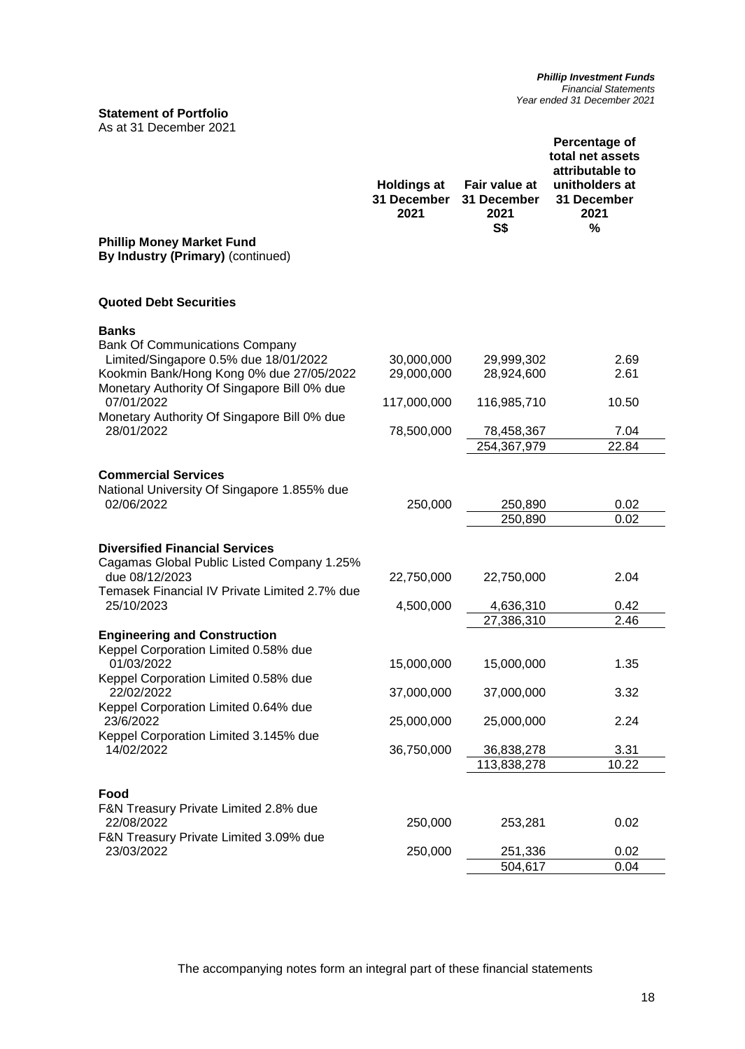## Statement of Portfolio

As at 31 December 2021

| | Holdings at 31 December 2021 | Fair value at 31 December 2021 S$ | Percentage of total net assets attributable to unitholders at 31 December 2021 % |
|---|---|---|---|
| **Phillip Money Market Fund** | | | |
| **By Industry (Primary)** (continued) | | | |
| **Quoted Debt Securities** | | | |
| **Banks** | | | |
| Bank Of Communications Company Limited/Singapore 0.5% due 18/01/2022 | 30,000,000 | 29,999,302 | 2.69 |
| Kookmin Bank/Hong Kong 0% due 27/05/2022 | 29,000,000 | 28,924,600 | 2.61 |
| Monetary Authority Of Singapore Bill 0% due 07/01/2022 | 117,000,000 | 116,985,710 | 10.50 |
| Monetary Authority Of Singapore Bill 0% due 28/01/2022 | 78,500,000 | 78,458,367 | 7.04 |
| | | 254,367,979 | 22.84 |
| **Commercial Services** | | | |
| National University Of Singapore 1.855% due 02/06/2022 | 250,000 | 250,890 | 0.02 |
| | | 250,890 | 0.02 |
| **Diversified Financial Services** | | | |
| Cagamas Global Public Listed Company 1.25% due 08/12/2023 | 22,750,000 | 22,750,000 | 2.04 |
| Temasek Financial IV Private Limited 2.7% due 25/10/2023 | 4,500,000 | 4,636,310 | 0.42 |
| | | 27,386,310 | 2.46 |
| **Engineering and Construction** | | | |
| Keppel Corporation Limited 0.58% due 01/03/2022 | 15,000,000 | 15,000,000 | 1.35 |
| Keppel Corporation Limited 0.58% due 22/02/2022 | 37,000,000 | 37,000,000 | 3.32 |
| Keppel Corporation Limited 0.64% due 23/6/2022 | 25,000,000 | 25,000,000 | 2.24 |
| Keppel Corporation Limited 3.145% due 14/02/2022 | 36,750,000 | 36,838,278 | 3.31 |
| | | 113,838,278 | 10.22 |
| **Food** | | | |
| F&N Treasury Private Limited 2.8% due 22/08/2022 | 250,000 | 253,281 | 0.02 |
| F&N Treasury Private Limited 3.09% due 23/03/2022 | 250,000 | 251,336 | 0.02 |
| | | 504,617 | 0.04 |

The accompanying notes form an integral part of these financial statements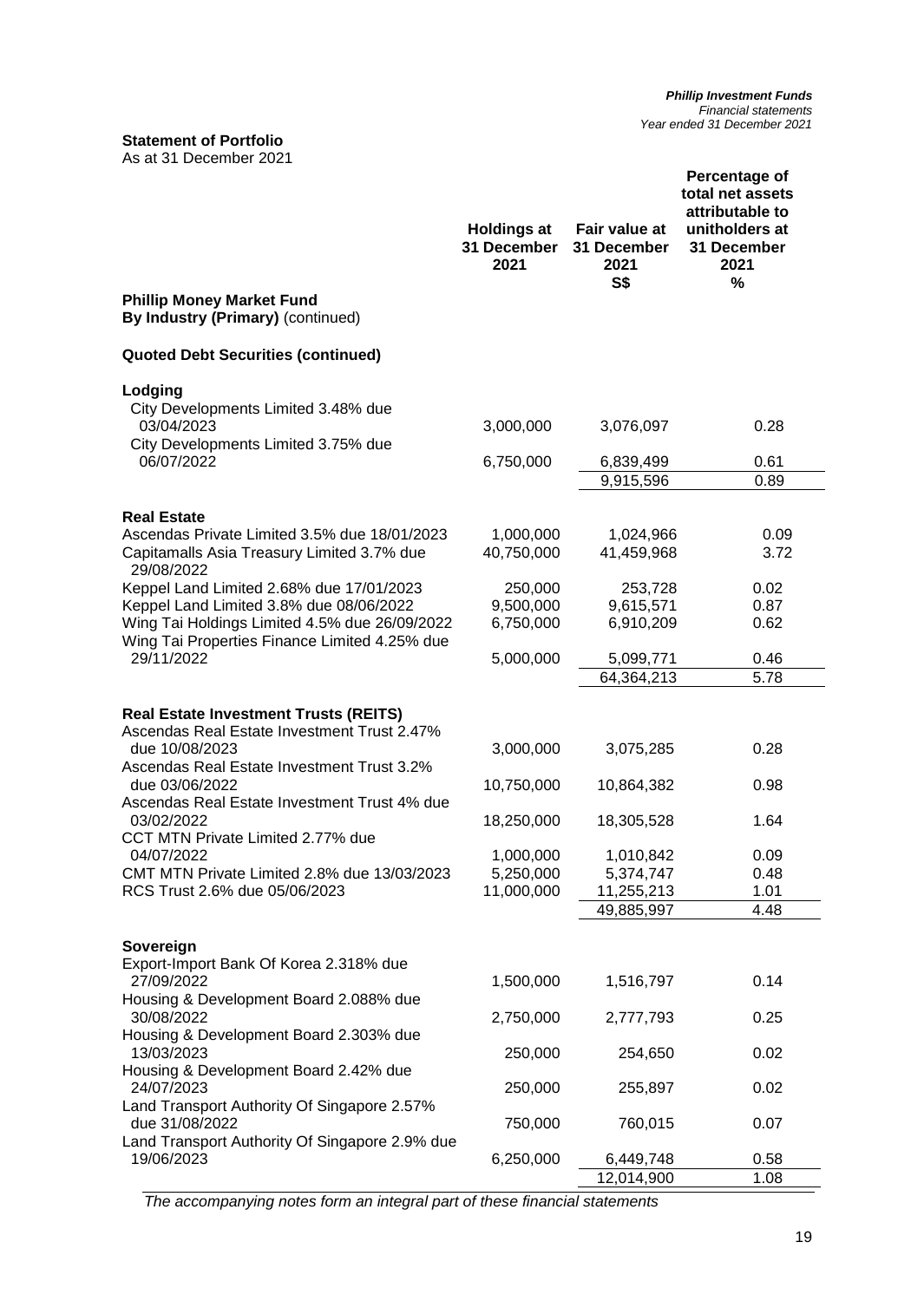**Statement of Portfolio**
As at 31 December 2021

| | Holdings at 31 December 2021 | Fair value at 31 December 2021 S$ | Percentage of total net assets attributable to unitholders at 31 December 2021 % |
|---|---|---|---|
| **Phillip Money Market Fund** | | | |
| **By Industry (Primary)** (continued) | | | |
| **Quoted Debt Securities (continued)** | | | |
| **Lodging** | | | |
| City Developments Limited 3.48% due 03/04/2023 | 3,000,000 | 3,076,097 | 0.28 |
| City Developments Limited 3.75% due 06/07/2022 | 6,750,000 | 6,839,499 | 0.61 |
| | | 9,915,596 | 0.89 |
| **Real Estate** | | | |
| Ascendas Private Limited 3.5% due 18/01/2023 | 1,000,000 | 1,024,966 | 0.09 |
| Capitamalls Asia Treasury Limited 3.7% due 29/08/2022 | 40,750,000 | 41,459,968 | 3.72 |
| Keppel Land Limited 2.68% due 17/01/2023 | 250,000 | 253,728 | 0.02 |
| Keppel Land Limited 3.8% due 08/06/2022 | 9,500,000 | 9,615,571 | 0.87 |
| Wing Tai Holdings Limited 4.5% due 26/09/2022 | 6,750,000 | 6,910,209 | 0.62 |
| Wing Tai Properties Finance Limited 4.25% due 29/11/2022 | 5,000,000 | 5,099,771 | 0.46 |
| | | 64,364,213 | 5.78 |
| **Real Estate Investment Trusts (REITS)** | | | |
| Ascendas Real Estate Investment Trust 2.47% due 10/08/2023 | 3,000,000 | 3,075,285 | 0.28 |
| Ascendas Real Estate Investment Trust 3.2% due 03/06/2022 | 10,750,000 | 10,864,382 | 0.98 |
| Ascendas Real Estate Investment Trust 4% due 03/02/2022 | 18,250,000 | 18,305,528 | 1.64 |
| CCT MTN Private Limited 2.77% due 04/07/2022 | 1,000,000 | 1,010,842 | 0.09 |
| CMT MTN Private Limited 2.8% due 13/03/2023 | 5,250,000 | 5,374,747 | 0.48 |
| RCS Trust 2.6% due 05/06/2023 | 11,000,000 | 11,255,213 | 1.01 |
| | | 49,885,997 | 4.48 |
| **Sovereign** | | | |
| Export-Import Bank Of Korea 2.318% due 27/09/2022 | 1,500,000 | 1,516,797 | 0.14 |
| Housing & Development Board 2.088% due 30/08/2022 | 2,750,000 | 2,777,793 | 0.25 |
| Housing & Development Board 2.303% due 13/03/2023 | 250,000 | 254,650 | 0.02 |
| Housing & Development Board 2.42% due 24/07/2023 | 250,000 | 255,897 | 0.02 |
| Land Transport Authority Of Singapore 2.57% due 31/08/2022 | 750,000 | 760,015 | 0.07 |
| Land Transport Authority Of Singapore 2.9% due 19/06/2023 | 6,250,000 | 6,449,748 | 0.58 |
| | | 12,014,900 | 1.08 |

*The accompanying notes form an integral part of these financial statements*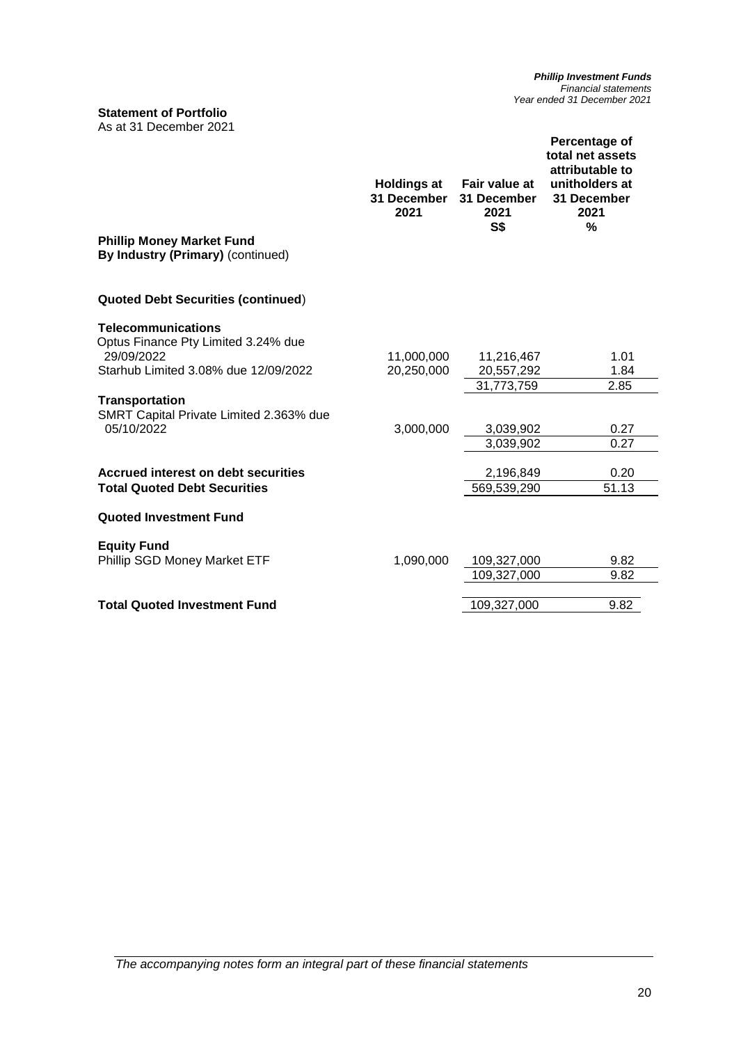## Statement of Portfolio

As at 31 December 2021

| | Holdings at 31 December 2021 | Fair value at 31 December 2021 S$ | Percentage of total net assets attributable to unitholders at 31 December 2021 % |
|---|---|---|---|
| **Phillip Money Market Fund** | | | |
| **By Industry (Primary)** (continued) | | | |
| **Quoted Debt Securities (continued)** | | | |
| **Telecommunications** | | | |
| Optus Finance Pty Limited 3.24% due 29/09/2022 | 11,000,000 | 11,216,467 | 1.01 |
| Starhub Limited 3.08% due 12/09/2022 | 20,250,000 | 20,557,292 | 1.84 |
| | | 31,773,759 | 2.85 |
| **Transportation** | | | |
| SMRT Capital Private Limited 2.363% due 05/10/2022 | 3,000,000 | 3,039,902 | 0.27 |
| | | 3,039,902 | 0.27 |
| **Accrued interest on debt securities** | | 2,196,849 | 0.20 |
| **Total Quoted Debt Securities** | | 569,539,290 | 51.13 |
| **Quoted Investment Fund** | | | |
| **Equity Fund** | | | |
| Phillip SGD Money Market ETF | 1,090,000 | 109,327,000 | 9.82 |
| | | 109,327,000 | 9.82 |
| **Total Quoted Investment Fund** | | 109,327,000 | 9.82 |

*The accompanying notes form an integral part of these financial statements*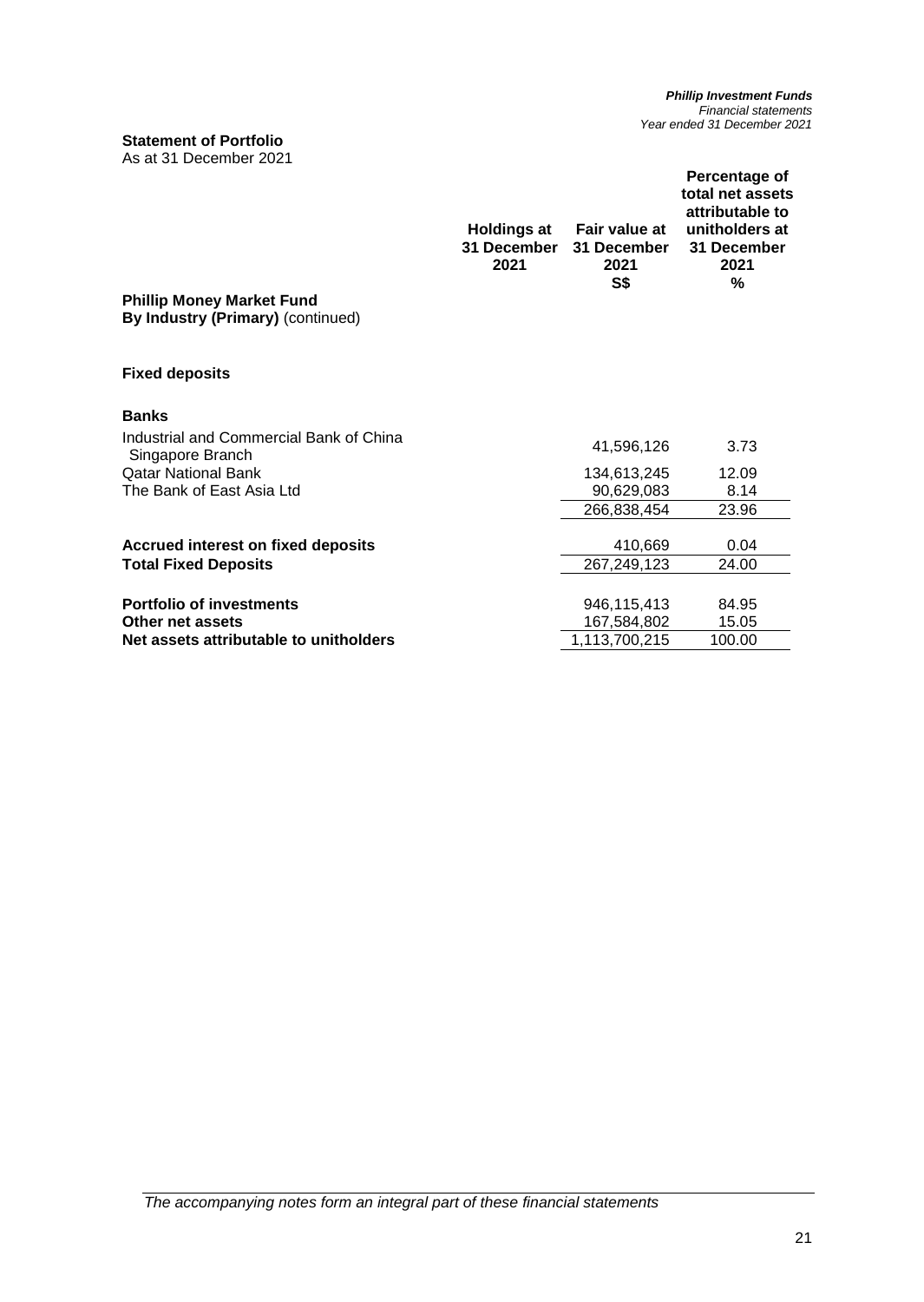## Statement of Portfolio

As at 31 December 2021

| | Holdings at 31 December 2021 | Fair value at 31 December 2021 S$ | Percentage of total net assets attributable to unitholders at 31 December 2021 % |
|---|---|---|---|
| **Phillip Money Market Fund** | | | |
| **By Industry (Primary)** (continued) | | | |
| | | | |
| **Fixed deposits** | | | |
| | | | |
| **Banks** | | | |
| Industrial and Commercial Bank of China Singapore Branch | | 41,596,126 | 3.73 |
| Qatar National Bank | | 134,613,245 | 12.09 |
| The Bank of East Asia Ltd | | 90,629,083 | 8.14 |
| | | 266,838,454 | 23.96 |
| | | | |
| **Accrued interest on fixed deposits** | | 410,669 | 0.04 |
| **Total Fixed Deposits** | | 267,249,123 | 24.00 |
| | | | |
| **Portfolio of investments** | | 946,115,413 | 84.95 |
| **Other net assets** | | 167,584,802 | 15.05 |
| **Net assets attributable to unitholders** | | 1,113,700,215 | 100.00 |

*The accompanying notes form an integral part of these financial statements*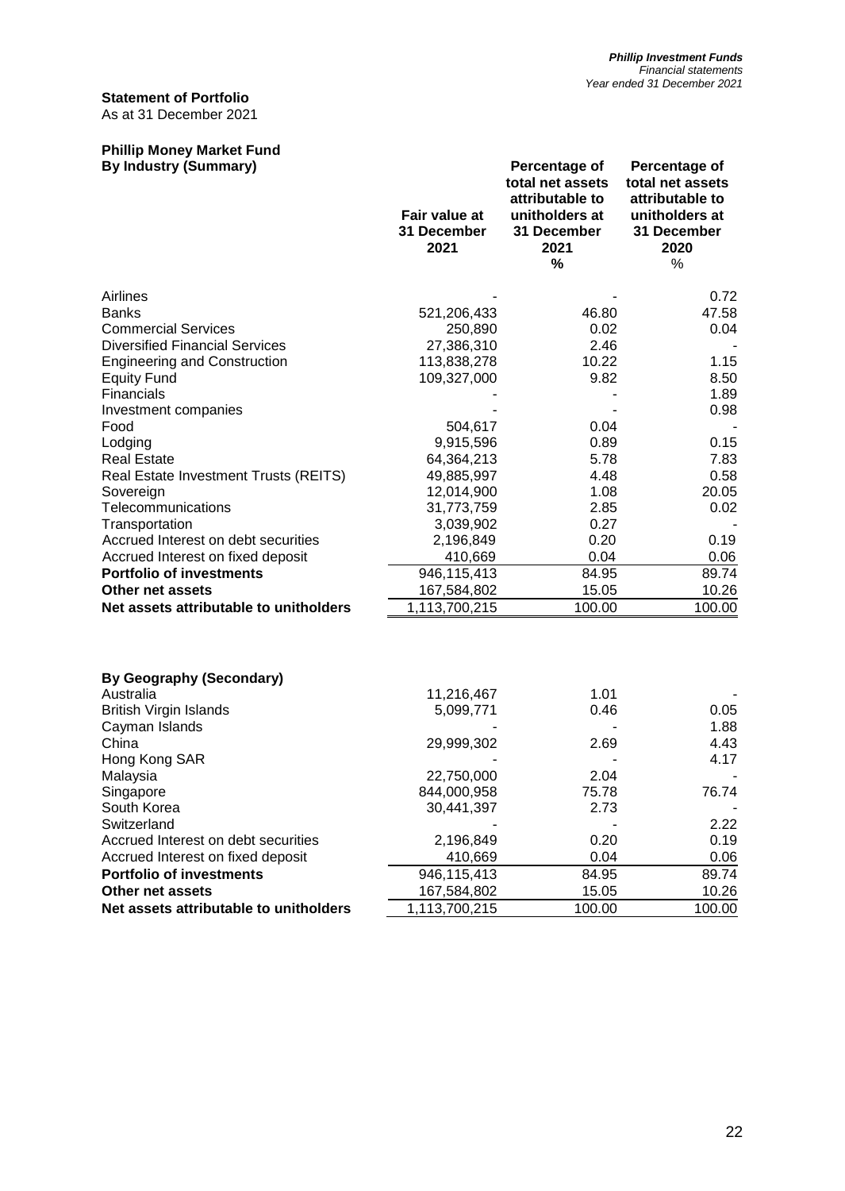## Statement of Portfolio

As at 31 December 2021

### Phillip Money Market Fund

| By Industry (Summary) | Fair value at 31 December 2021 | Percentage of total net assets attributable to unitholders at 31 December 2021 % | Percentage of total net assets attributable to unitholders at 31 December 2020 % |
|---|---|---|---|
| Airlines | - | - | 0.72 |
| Banks | 521,206,433 | 46.80 | 47.58 |
| Commercial Services | 250,890 | 0.02 | 0.04 |
| Diversified Financial Services | 27,386,310 | 2.46 | - |
| Engineering and Construction | 113,838,278 | 10.22 | 1.15 |
| Equity Fund | 109,327,000 | 9.82 | 8.50 |
| Financials | - | - | 1.89 |
| Investment companies | - | - | 0.98 |
| Food | 504,617 | 0.04 | - |
| Lodging | 9,915,596 | 0.89 | 0.15 |
| Real Estate | 64,364,213 | 5.78 | 7.83 |
| Real Estate Investment Trusts (REITS) | 49,885,997 | 4.48 | 0.58 |
| Sovereign | 12,014,900 | 1.08 | 20.05 |
| Telecommunications | 31,773,759 | 2.85 | 0.02 |
| Transportation | 3,039,902 | 0.27 | - |
| Accrued Interest on debt securities | 2,196,849 | 0.20 | 0.19 |
| Accrued Interest on fixed deposit | 410,669 | 0.04 | 0.06 |
| **Portfolio of investments** | 946,115,413 | 84.95 | 89.74 |
| **Other net assets** | 167,584,802 | 15.05 | 10.26 |
| **Net assets attributable to unitholders** | 1,113,700,215 | 100.00 | 100.00 |

| By Geography (Secondary) | Fair value at 31 December 2021 | Percentage of total net assets attributable to unitholders at 31 December 2021 % | Percentage of total net assets attributable to unitholders at 31 December 2020 % |
|---|---|---|---|
| Australia | 11,216,467 | 1.01 | - |
| British Virgin Islands | 5,099,771 | 0.46 | 0.05 |
| Cayman Islands | - | - | 1.88 |
| China | 29,999,302 | 2.69 | 4.43 |
| Hong Kong SAR | - | - | 4.17 |
| Malaysia | 22,750,000 | 2.04 | - |
| Singapore | 844,000,958 | 75.78 | 76.74 |
| South Korea | 30,441,397 | 2.73 | - |
| Switzerland | - | - | 2.22 |
| Accrued Interest on debt securities | 2,196,849 | 0.20 | 0.19 |
| Accrued Interest on fixed deposit | 410,669 | 0.04 | 0.06 |
| **Portfolio of investments** | 946,115,413 | 84.95 | 89.74 |
| **Other net assets** | 167,584,802 | 15.05 | 10.26 |
| **Net assets attributable to unitholders** | 1,113,700,215 | 100.00 | 100.00 |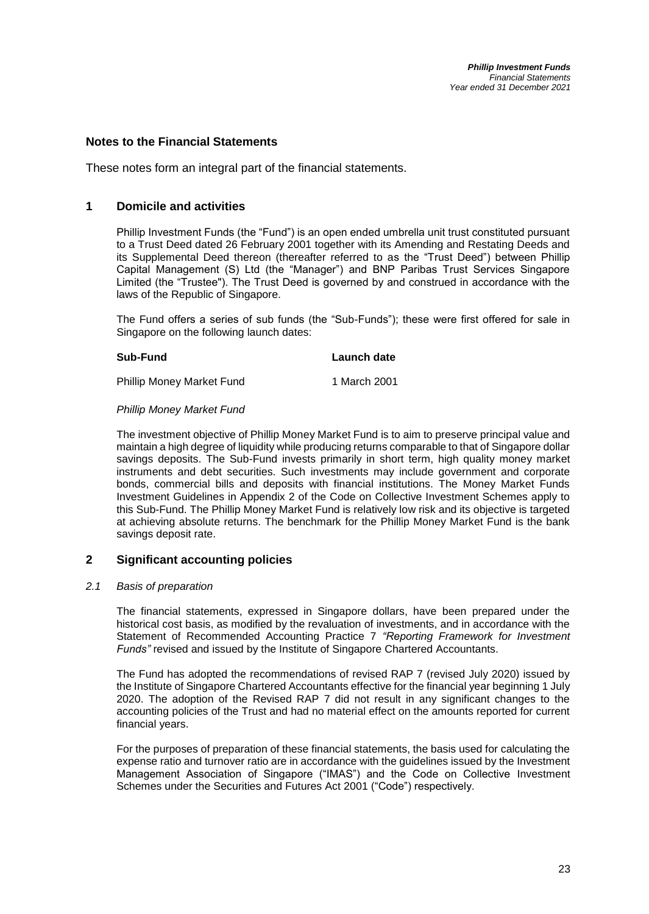## Notes to the Financial Statements

These notes form an integral part of the financial statements.

### 1 Domicile and activities

Phillip Investment Funds (the "Fund") is an open ended umbrella unit trust constituted pursuant to a Trust Deed dated 26 February 2001 together with its Amending and Restating Deeds and its Supplemental Deed thereon (thereafter referred to as the "Trust Deed") between Phillip Capital Management (S) Ltd (the "Manager") and BNP Paribas Trust Services Singapore Limited (the "Trustee"). The Trust Deed is governed by and construed in accordance with the laws of the Republic of Singapore.

The Fund offers a series of sub funds (the "Sub-Funds"); these were first offered for sale in Singapore on the following launch dates:

| Sub-Fund | Launch date |
|---|---|
| Phillip Money Market Fund | 1 March 2001 |

*Phillip Money Market Fund*

The investment objective of Phillip Money Market Fund is to aim to preserve principal value and maintain a high degree of liquidity while producing returns comparable to that of Singapore dollar savings deposits. The Sub-Fund invests primarily in short term, high quality money market instruments and debt securities. Such investments may include government and corporate bonds, commercial bills and deposits with financial institutions. The Money Market Funds Investment Guidelines in Appendix 2 of the Code on Collective Investment Schemes apply to this Sub-Fund. The Phillip Money Market Fund is relatively low risk and its objective is targeted at achieving absolute returns. The benchmark for the Phillip Money Market Fund is the bank savings deposit rate.

### 2 Significant accounting policies

*2.1 Basis of preparation*

The financial statements, expressed in Singapore dollars, have been prepared under the historical cost basis, as modified by the revaluation of investments, and in accordance with the Statement of Recommended Accounting Practice 7 *"Reporting Framework for Investment Funds"* revised and issued by the Institute of Singapore Chartered Accountants.

The Fund has adopted the recommendations of revised RAP 7 (revised July 2020) issued by the Institute of Singapore Chartered Accountants effective for the financial year beginning 1 July 2020. The adoption of the Revised RAP 7 did not result in any significant changes to the accounting policies of the Trust and had no material effect on the amounts reported for current financial years.

For the purposes of preparation of these financial statements, the basis used for calculating the expense ratio and turnover ratio are in accordance with the guidelines issued by the Investment Management Association of Singapore ("IMAS") and the Code on Collective Investment Schemes under the Securities and Futures Act 2001 ("Code") respectively.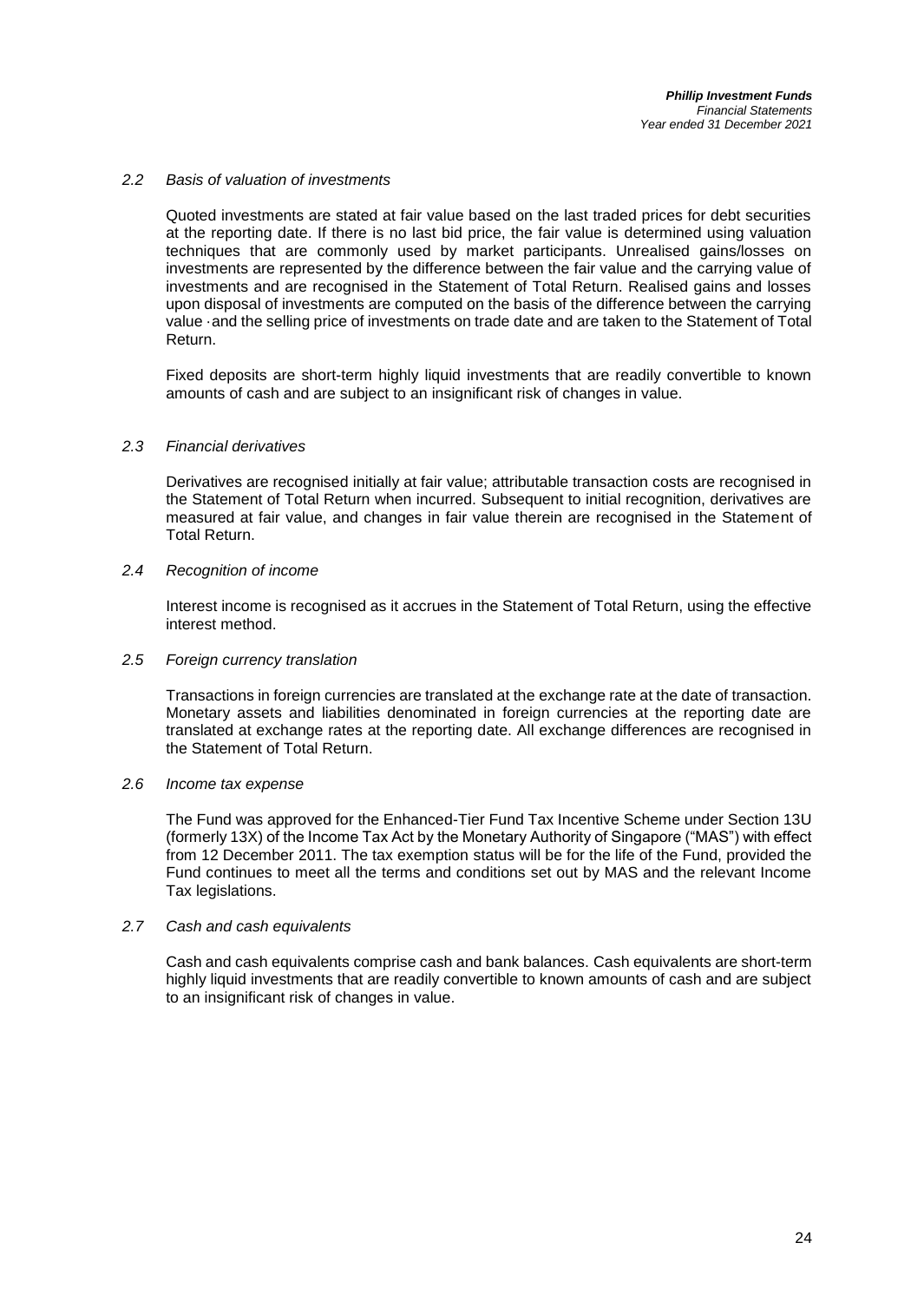### *2.2 Basis of valuation of investments*

Quoted investments are stated at fair value based on the last traded prices for debt securities at the reporting date. If there is no last bid price, the fair value is determined using valuation techniques that are commonly used by market participants. Unrealised gains/losses on investments are represented by the difference between the fair value and the carrying value of investments and are recognised in the Statement of Total Return. Realised gains and losses upon disposal of investments are computed on the basis of the difference between the carrying value ·and the selling price of investments on trade date and are taken to the Statement of Total Return.

Fixed deposits are short-term highly liquid investments that are readily convertible to known amounts of cash and are subject to an insignificant risk of changes in value.

### *2.3 Financial derivatives*

Derivatives are recognised initially at fair value; attributable transaction costs are recognised in the Statement of Total Return when incurred. Subsequent to initial recognition, derivatives are measured at fair value, and changes in fair value therein are recognised in the Statement of Total Return.

### *2.4 Recognition of income*

Interest income is recognised as it accrues in the Statement of Total Return, using the effective interest method.

### *2.5 Foreign currency translation*

Transactions in foreign currencies are translated at the exchange rate at the date of transaction. Monetary assets and liabilities denominated in foreign currencies at the reporting date are translated at exchange rates at the reporting date. All exchange differences are recognised in the Statement of Total Return.

### *2.6 Income tax expense*

The Fund was approved for the Enhanced-Tier Fund Tax Incentive Scheme under Section 13U (formerly 13X) of the Income Tax Act by the Monetary Authority of Singapore ("MAS") with effect from 12 December 2011. The tax exemption status will be for the life of the Fund, provided the Fund continues to meet all the terms and conditions set out by MAS and the relevant Income Tax legislations.

### *2.7 Cash and cash equivalents*

Cash and cash equivalents comprise cash and bank balances. Cash equivalents are short-term highly liquid investments that are readily convertible to known amounts of cash and are subject to an insignificant risk of changes in value.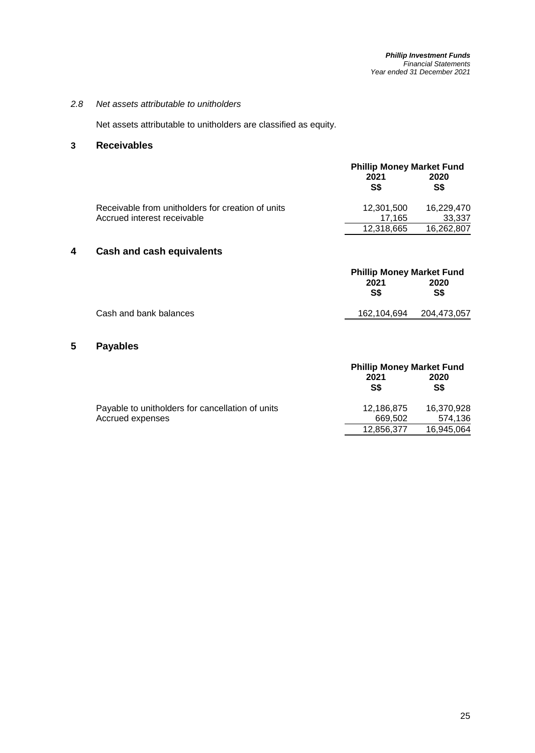### *2.8 Net assets attributable to unitholders*

Net assets attributable to unitholders are classified as equity.

## 3 Receivables

| | Phillip Money Market Fund | |
|---|---|---|
| | **2021** | **2020** |
| | **S$** | **S$** |
| Receivable from unitholders for creation of units | 12,301,500 | 16,229,470 |
| Accrued interest receivable | 17,165 | 33,337 |
| | 12,318,665 | 16,262,807 |

## 4 Cash and cash equivalents

| | Phillip Money Market Fund | |
|---|---|---|
| | **2021** | **2020** |
| | **S$** | **S$** |
| Cash and bank balances | 162,104,694 | 204,473,057 |

## 5 Payables

| | Phillip Money Market Fund | |
|---|---|---|
| | **2021** | **2020** |
| | **S$** | **S$** |
| Payable to unitholders for cancellation of units | 12,186,875 | 16,370,928 |
| Accrued expenses | 669,502 | 574,136 |
| | 12,856,377 | 16,945,064 |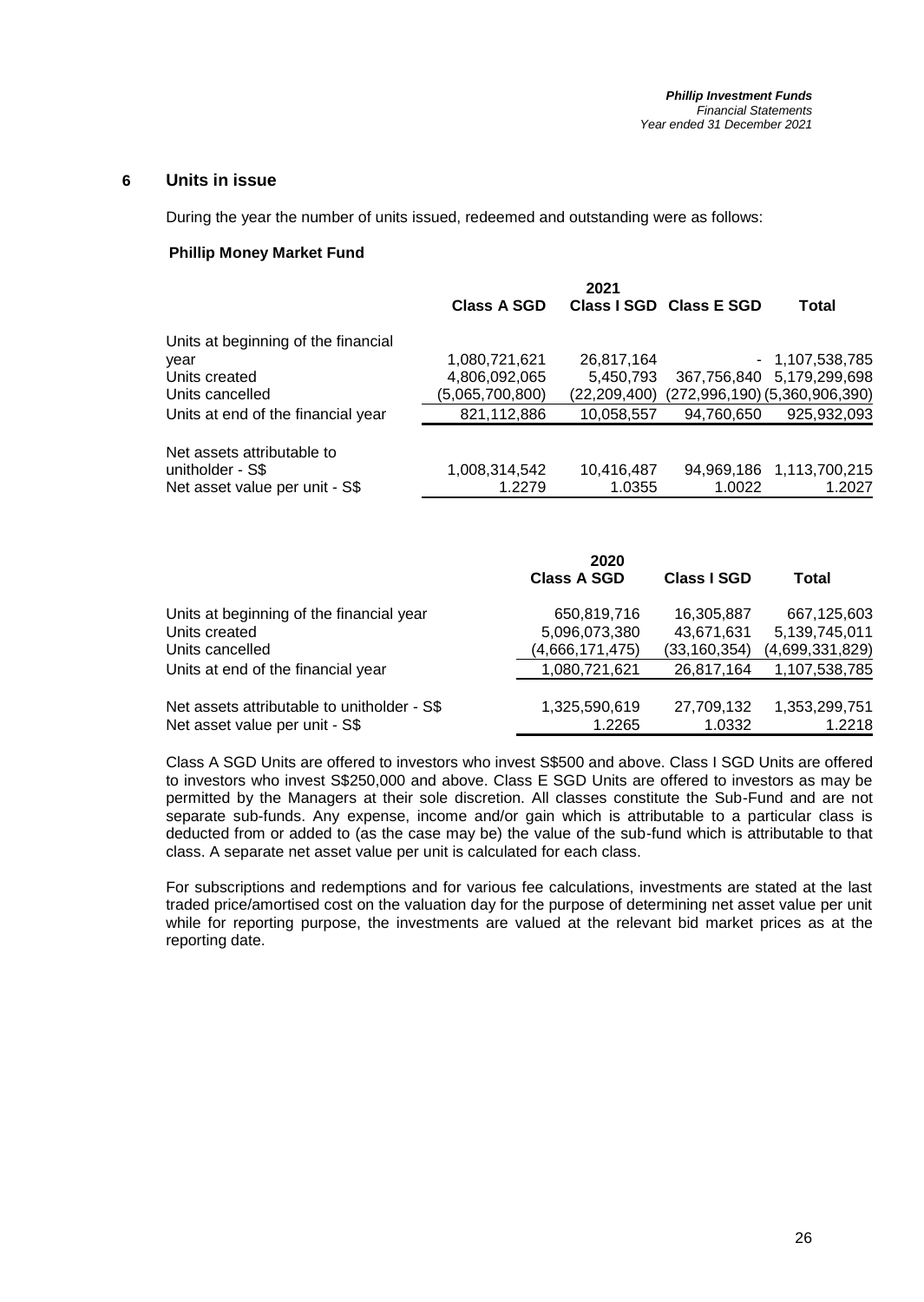## 6 Units in issue

During the year the number of units issued, redeemed and outstanding were as follows:

**Phillip Money Market Fund**

| | 2021 | | | |
|---|---|---|---|---|
| | **Class A SGD** | **Class I SGD** | **Class E SGD** | **Total** |
| Units at beginning of the financial year | 1,080,721,621 | 26,817,164 | - | 1,107,538,785 |
| Units created | 4,806,092,065 | 5,450,793 | 367,756,840 | 5,179,299,698 |
| Units cancelled | (5,065,700,800) | (22,209,400) | (272,996,190) | (5,360,906,390) |
| Units at end of the financial year | 821,112,886 | 10,058,557 | 94,760,650 | 925,932,093 |
| Net assets attributable to unitholder - S$ | 1,008,314,542 | 10,416,487 | 94,969,186 | 1,113,700,215 |
| Net asset value per unit - S$ | 1.2279 | 1.0355 | 1.0022 | 1.2027 |

| | 2020 | | |
|---|---|---|---|
| | **Class A SGD** | **Class I SGD** | **Total** |
| Units at beginning of the financial year | 650,819,716 | 16,305,887 | 667,125,603 |
| Units created | 5,096,073,380 | 43,671,631 | 5,139,745,011 |
| Units cancelled | (4,666,171,475) | (33,160,354) | (4,699,331,829) |
| Units at end of the financial year | 1,080,721,621 | 26,817,164 | 1,107,538,785 |
| Net assets attributable to unitholder - S$ | 1,325,590,619 | 27,709,132 | 1,353,299,751 |
| Net asset value per unit - S$ | 1.2265 | 1.0332 | 1.2218 |

Class A SGD Units are offered to investors who invest S$500 and above. Class I SGD Units are offered to investors who invest S$250,000 and above. Class E SGD Units are offered to investors as may be permitted by the Managers at their sole discretion. All classes constitute the Sub-Fund and are not separate sub-funds. Any expense, income and/or gain which is attributable to a particular class is deducted from or added to (as the case may be) the value of the sub-fund which is attributable to that class. A separate net asset value per unit is calculated for each class.

For subscriptions and redemptions and for various fee calculations, investments are stated at the last traded price/amortised cost on the valuation day for the purpose of determining net asset value per unit while for reporting purpose, the investments are valued at the relevant bid market prices as at the reporting date.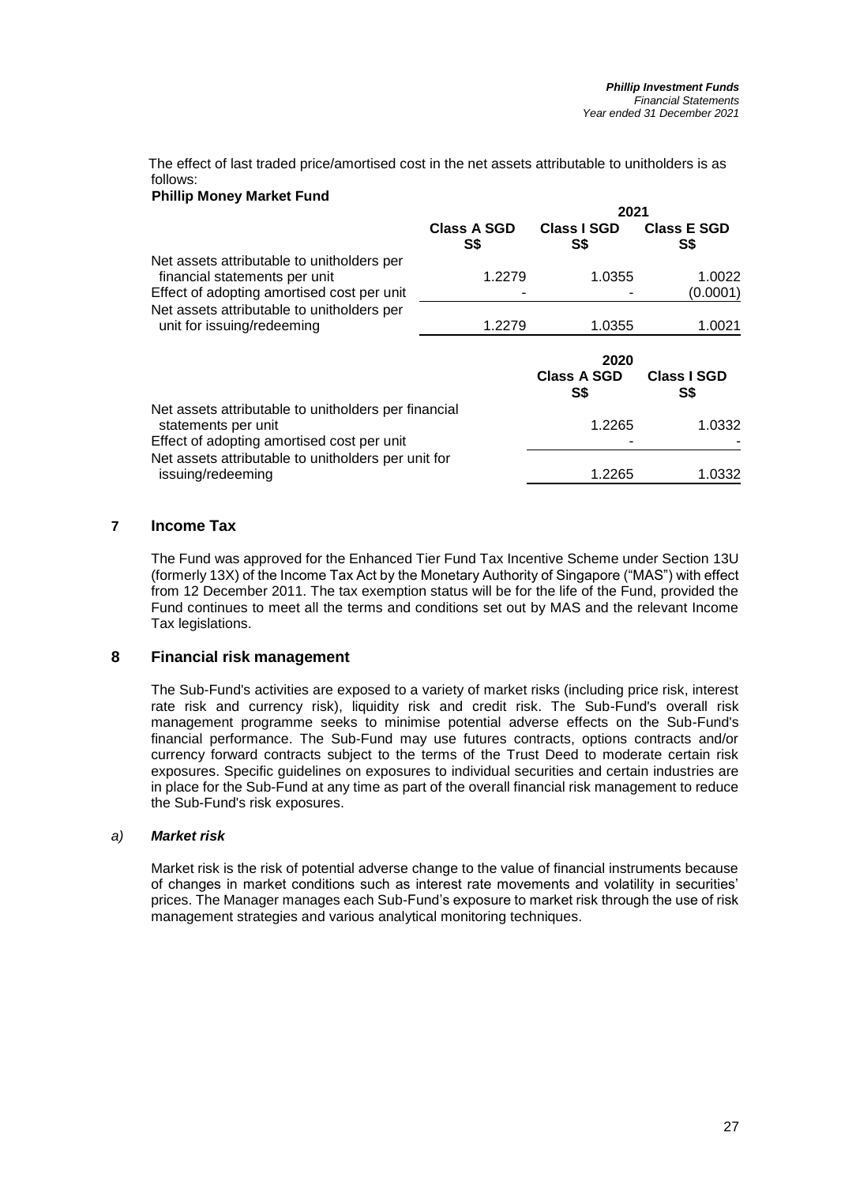The effect of last traded price/amortised cost in the net assets attributable to unitholders is as follows:

**Phillip Money Market Fund**

| | 2021 | | |
|---|---|---|---|
| | **Class A SGD S$** | **Class I SGD S$** | **Class E SGD S$** |
| Net assets attributable to unitholders per financial statements per unit | 1.2279 | 1.0355 | 1.0022 |
| Effect of adopting amortised cost per unit | - | - | (0.0001) |
| Net assets attributable to unitholders per unit for issuing/redeeming | 1.2279 | 1.0355 | 1.0021 |

| | 2020 | |
|---|---|---|
| | **Class A SGD S$** | **Class I SGD S$** |
| Net assets attributable to unitholders per financial statements per unit | 1.2265 | 1.0332 |
| Effect of adopting amortised cost per unit | - | - |
| Net assets attributable to unitholders per unit for issuing/redeeming | 1.2265 | 1.0332 |

## 7 Income Tax

The Fund was approved for the Enhanced Tier Fund Tax Incentive Scheme under Section 13U (formerly 13X) of the Income Tax Act by the Monetary Authority of Singapore ("MAS") with effect from 12 December 2011. The tax exemption status will be for the life of the Fund, provided the Fund continues to meet all the terms and conditions set out by MAS and the relevant Income Tax legislations.

## 8 Financial risk management

The Sub-Fund's activities are exposed to a variety of market risks (including price risk, interest rate risk and currency risk), liquidity risk and credit risk. The Sub-Fund's overall risk management programme seeks to minimise potential adverse effects on the Sub-Fund's financial performance. The Sub-Fund may use futures contracts, options contracts and/or currency forward contracts subject to the terms of the Trust Deed to moderate certain risk exposures. Specific guidelines on exposures to individual securities and certain industries are in place for the Sub-Fund at any time as part of the overall financial risk management to reduce the Sub-Fund's risk exposures.

### *a) Market risk*

Market risk is the risk of potential adverse change to the value of financial instruments because of changes in market conditions such as interest rate movements and volatility in securities' prices. The Manager manages each Sub-Fund's exposure to market risk through the use of risk management strategies and various analytical monitoring techniques.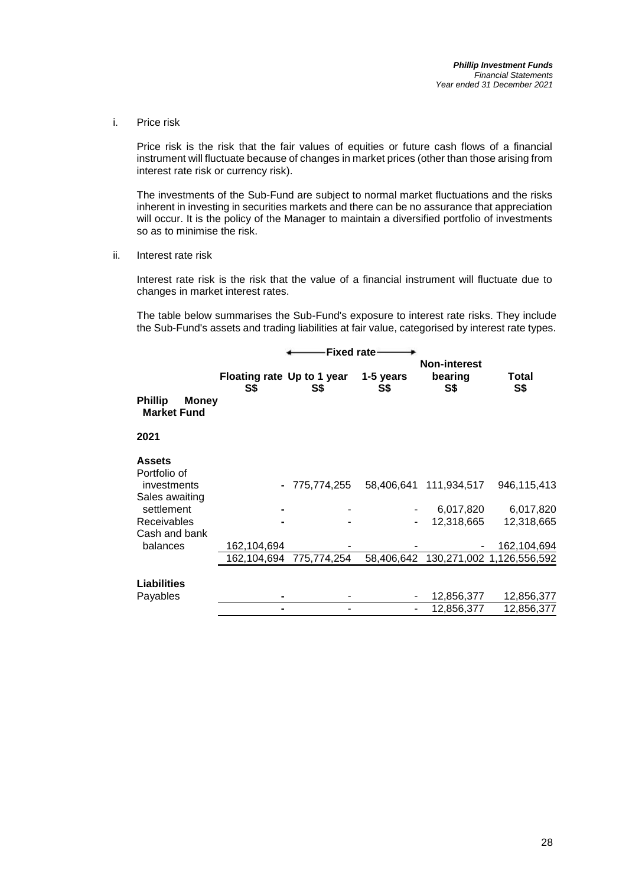i. Price risk

Price risk is the risk that the fair values of equities or future cash flows of a financial instrument will fluctuate because of changes in market prices (other than those arising from interest rate risk or currency risk).

The investments of the Sub-Fund are subject to normal market fluctuations and the risks inherent in investing in securities markets and there can be no assurance that appreciation will occur. It is the policy of the Manager to maintain a diversified portfolio of investments so as to minimise the risk.

ii. Interest rate risk

Interest rate risk is the risk that the value of a financial instrument will fluctuate due to changes in market interest rates.

The table below summarises the Sub-Fund's exposure to interest rate risks. They include the Sub-Fund's assets and trading liabilities at fair value, categorised by interest rate types.

| | | Fixed rate | | | |
|---|---|---|---|---|---|
| | Floating rate S$ | Up to 1 year S$ | 1-5 years S$ | Non-interest bearing S$ | Total S$ |
| **Phillip Money Market Fund** | | | | | |
| **2021** | | | | | |
| **Assets** | | | | | |
| Portfolio of investments | - | 775,774,255 | 58,406,641 | 111,934,517 | 946,115,413 |
| Sales awaiting settlement | - | - | - | 6,017,820 | 6,017,820 |
| Receivables | - | - | - | 12,318,665 | 12,318,665 |
| Cash and bank balances | 162,104,694 | - | - | - | 162,104,694 |
| | 162,104,694 | 775,774,254 | 58,406,642 | 130,271,002 | 1,126,556,592 |
| **Liabilities** | | | | | |
| Payables | - | - | - | 12,856,377 | 12,856,377 |
| | - | - | - | 12,856,377 | 12,856,377 |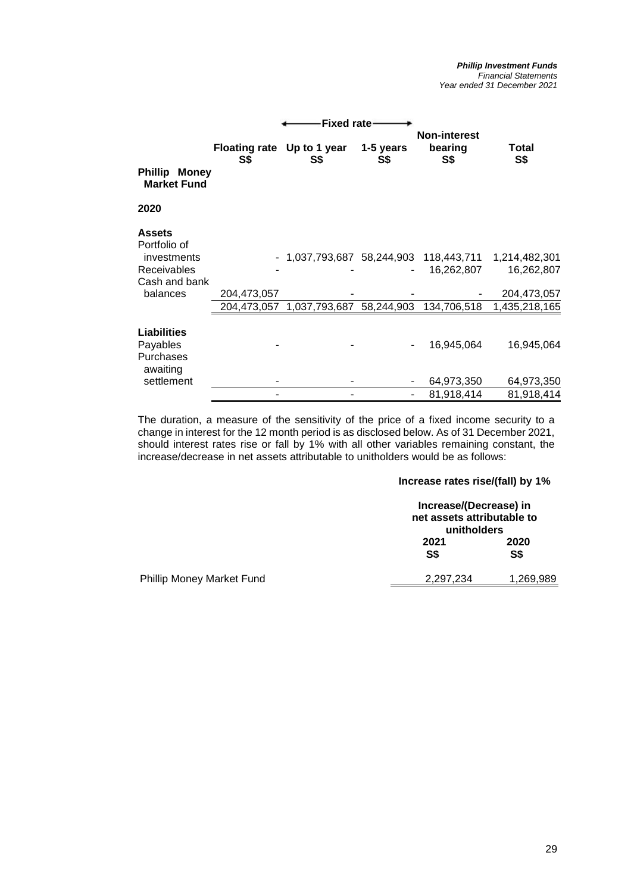| | Floating rate S$ | Fixed rate — Up to 1 year S$ | Fixed rate — 1-5 years S$ | Non-interest bearing S$ | Total S$ |
|---|---|---|---|---|---|
| **Phillip Money Market Fund** | | | | | |
| **2020** | | | | | |
| **Assets** | | | | | |
| Portfolio of investments | - | 1,037,793,687 | 58,244,903 | 118,443,711 | 1,214,482,301 |
| Receivables | - | - | - | 16,262,807 | 16,262,807 |
| Cash and bank balances | 204,473,057 | - | - | - | 204,473,057 |
| | 204,473,057 | 1,037,793,687 | 58,244,903 | 134,706,518 | 1,435,218,165 |
| **Liabilities** | | | | | |
| Payables | - | - | - | 16,945,064 | 16,945,064 |
| Purchases awaiting settlement | - | - | - | 64,973,350 | 64,973,350 |
| | - | - | - | 81,918,414 | 81,918,414 |

The duration, a measure of the sensitivity of the price of a fixed income security to a change in interest for the 12 month period is as disclosed below. As of 31 December 2021, should interest rates rise or fall by 1% with all other variables remaining constant, the increase/decrease in net assets attributable to unitholders would be as follows:

| | Increase rates rise/(fall) by 1% | |
|---|---|---|
| | Increase/(Decrease) in net assets attributable to unitholders | |
| | 2021 S$ | 2020 S$ |
| Phillip Money Market Fund | 2,297,234 | 1,269,989 |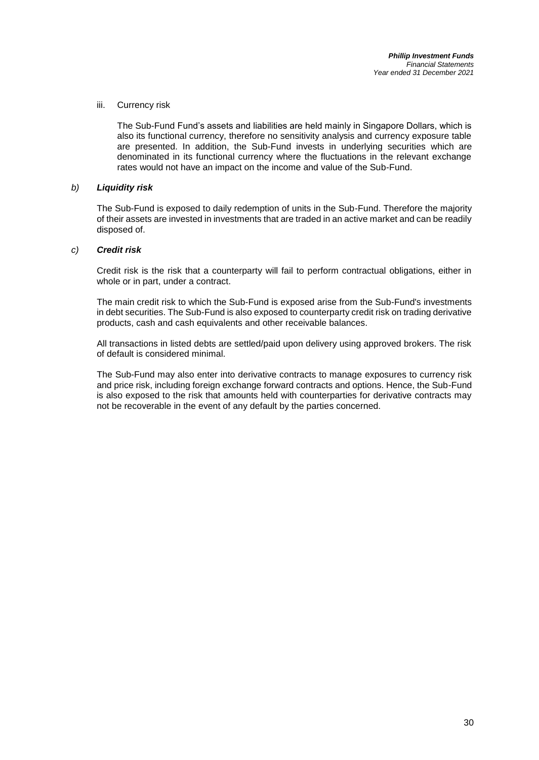iii. Currency risk

The Sub-Fund Fund's assets and liabilities are held mainly in Singapore Dollars, which is also its functional currency, therefore no sensitivity analysis and currency exposure table are presented. In addition, the Sub-Fund invests in underlying securities which are denominated in its functional currency where the fluctuations in the relevant exchange rates would not have an impact on the income and value of the Sub-Fund.

*b)* ***Liquidity risk***

The Sub-Fund is exposed to daily redemption of units in the Sub-Fund. Therefore the majority of their assets are invested in investments that are traded in an active market and can be readily disposed of.

*c)* ***Credit risk***

Credit risk is the risk that a counterparty will fail to perform contractual obligations, either in whole or in part, under a contract.

The main credit risk to which the Sub-Fund is exposed arise from the Sub-Fund's investments in debt securities. The Sub-Fund is also exposed to counterparty credit risk on trading derivative products, cash and cash equivalents and other receivable balances.

All transactions in listed debts are settled/paid upon delivery using approved brokers. The risk of default is considered minimal.

The Sub-Fund may also enter into derivative contracts to manage exposures to currency risk and price risk, including foreign exchange forward contracts and options. Hence, the Sub-Fund is also exposed to the risk that amounts held with counterparties for derivative contracts may not be recoverable in the event of any default by the parties concerned.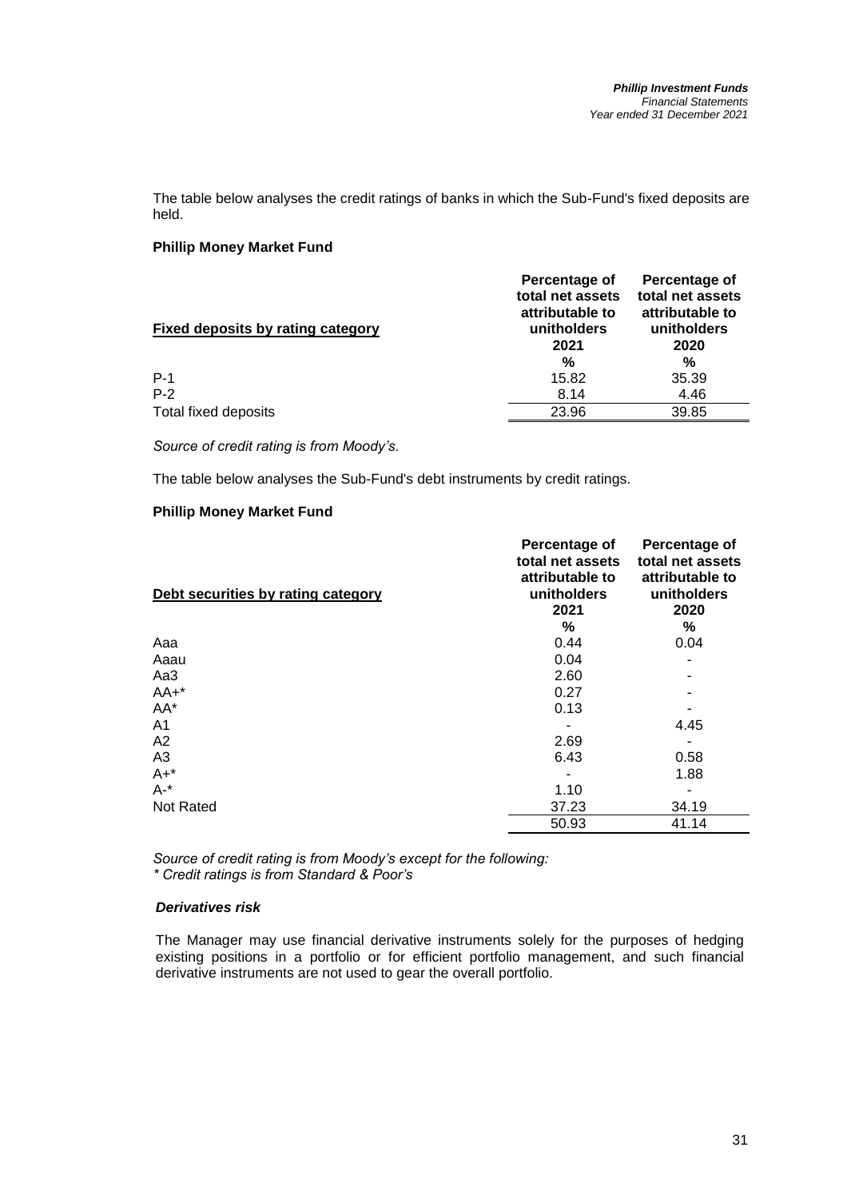The table below analyses the credit ratings of banks in which the Sub-Fund's fixed deposits are held.

**Phillip Money Market Fund**

| Fixed deposits by rating category | Percentage of total net assets attributable to unitholders 2021 | Percentage of total net assets attributable to unitholders 2020 |
|---|---|---|
| | % | % |
| P-1 | 15.82 | 35.39 |
| P-2 | 8.14 | 4.46 |
| Total fixed deposits | 23.96 | 39.85 |

*Source of credit rating is from Moody's.*

The table below analyses the Sub-Fund's debt instruments by credit ratings.

**Phillip Money Market Fund**

| Debt securities by rating category | Percentage of total net assets attributable to unitholders 2021 | Percentage of total net assets attributable to unitholders 2020 |
|---|---|---|
| | % | % |
| Aaa | 0.44 | 0.04 |
| Aaau | 0.04 | - |
| Aa3 | 2.60 | - |
| AA+* | 0.27 | - |
| AA* | 0.13 | - |
| A1 | - | 4.45 |
| A2 | 2.69 | - |
| A3 | 6.43 | 0.58 |
| A+* | - | 1.88 |
| A-* | 1.10 | - |
| Not Rated | 37.23 | 34.19 |
| | 50.93 | 41.14 |

*Source of credit rating is from Moody's except for the following:*
*\* Credit ratings is from Standard & Poor's*

***Derivatives risk***

The Manager may use financial derivative instruments solely for the purposes of hedging existing positions in a portfolio or for efficient portfolio management, and such financial derivative instruments are not used to gear the overall portfolio.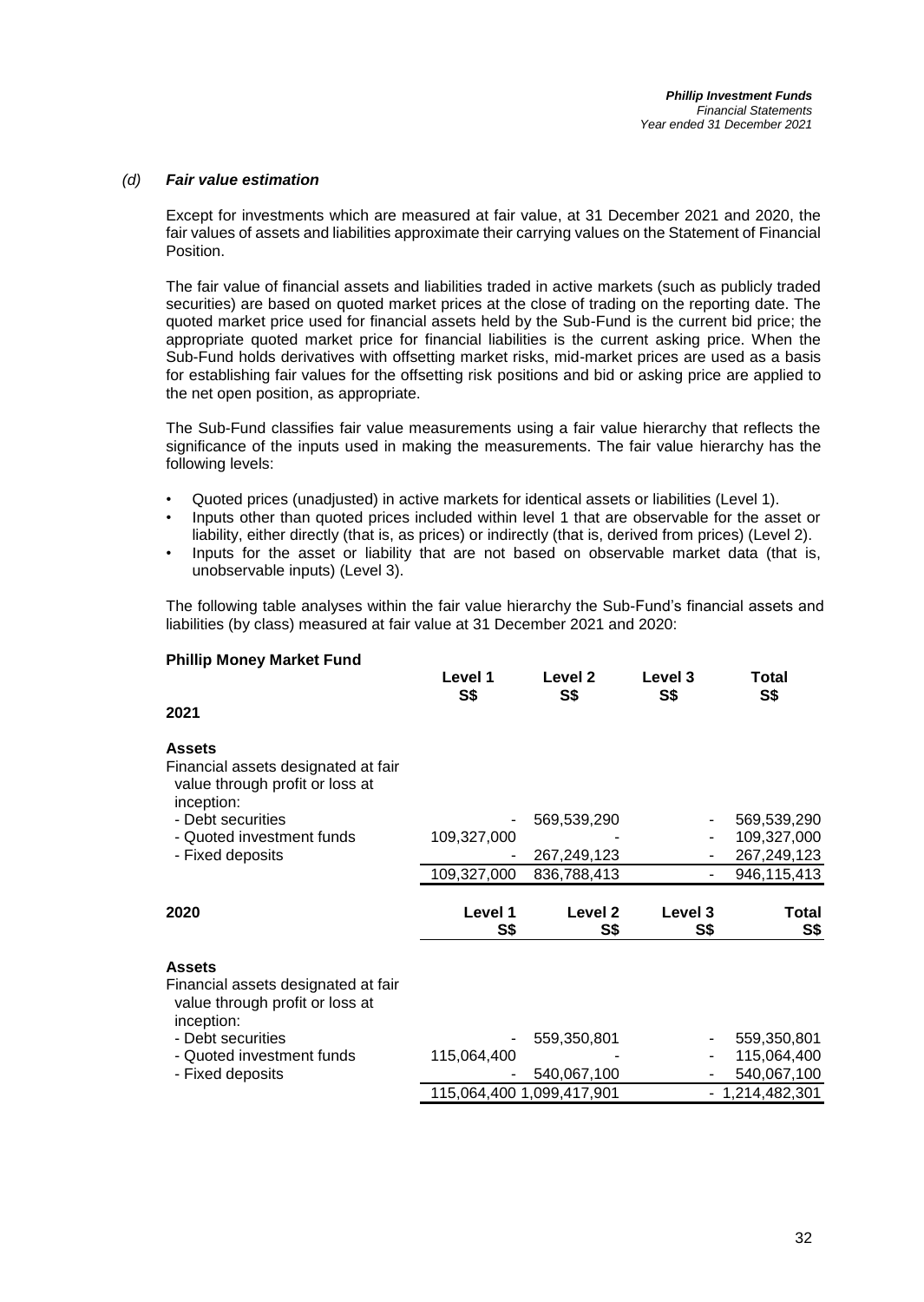### *(d) Fair value estimation*

Except for investments which are measured at fair value, at 31 December 2021 and 2020, the fair values of assets and liabilities approximate their carrying values on the Statement of Financial Position.

The fair value of financial assets and liabilities traded in active markets (such as publicly traded securities) are based on quoted market prices at the close of trading on the reporting date. The quoted market price used for financial assets held by the Sub-Fund is the current bid price; the appropriate quoted market price for financial liabilities is the current asking price. When the Sub-Fund holds derivatives with offsetting market risks, mid-market prices are used as a basis for establishing fair values for the offsetting risk positions and bid or asking price are applied to the net open position, as appropriate.

The Sub-Fund classifies fair value measurements using a fair value hierarchy that reflects the significance of the inputs used in making the measurements. The fair value hierarchy has the following levels:

- Quoted prices (unadjusted) in active markets for identical assets or liabilities (Level 1).
- Inputs other than quoted prices included within level 1 that are observable for the asset or liability, either directly (that is, as prices) or indirectly (that is, derived from prices) (Level 2).
- Inputs for the asset or liability that are not based on observable market data (that is, unobservable inputs) (Level 3).

The following table analyses within the fair value hierarchy the Sub-Fund's financial assets and liabilities (by class) measured at fair value at 31 December 2021 and 2020:

**Phillip Money Market Fund**

| | Level 1<br>S$ | Level 2<br>S$ | Level 3<br>S$ | Total<br>S$ |
|---|---|---|---|---|
| **2021** | | | | |
| **Assets** | | | | |
| Financial assets designated at fair value through profit or loss at inception: | | | | |
| - Debt securities | - | 569,539,290 | - | 569,539,290 |
| - Quoted investment funds | 109,327,000 | - | - | 109,327,000 |
| - Fixed deposits | - | 267,249,123 | - | 267,249,123 |
| | 109,327,000 | 836,788,413 | - | 946,115,413 |

| **2020** | **Level 1<br>S$** | **Level 2<br>S$** | **Level 3<br>S$** | **Total<br>S$** |
|---|---|---|---|---|
| **Assets** | | | | |
| Financial assets designated at fair value through profit or loss at inception: | | | | |
| - Debt securities | - | 559,350,801 | - | 559,350,801 |
| - Quoted investment funds | 115,064,400 | - | - | 115,064,400 |
| - Fixed deposits | - | 540,067,100 | - | 540,067,100 |
| | 115,064,400 | 1,099,417,901 | - | 1,214,482,301 |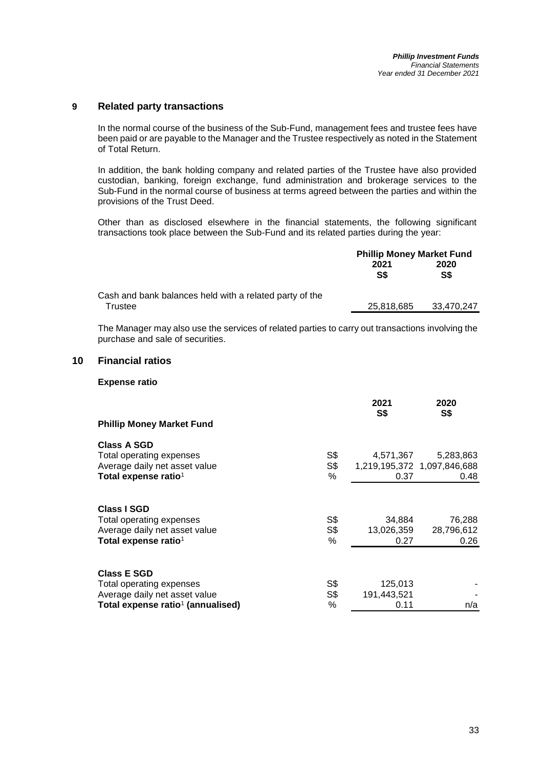## 9 Related party transactions

In the normal course of the business of the Sub-Fund, management fees and trustee fees have been paid or are payable to the Manager and the Trustee respectively as noted in the Statement of Total Return.

In addition, the bank holding company and related parties of the Trustee have also provided custodian, banking, foreign exchange, fund administration and brokerage services to the Sub-Fund in the normal course of business at terms agreed between the parties and within the provisions of the Trust Deed.

Other than as disclosed elsewhere in the financial statements, the following significant transactions took place between the Sub-Fund and its related parties during the year:

| | Phillip Money Market Fund | |
|---|---|---|
| | 2021 S$ | 2020 S$ |
| Cash and bank balances held with a related party of the Trustee | 25,818,685 | 33,470,247 |

The Manager may also use the services of related parties to carry out transactions involving the purchase and sale of securities.

## 10 Financial ratios

**Expense ratio**

| | | 2021 S$ | 2020 S$ |
|---|---|---|---|
| **Phillip Money Market Fund** | | | |
| **Class A SGD** | | | |
| Total operating expenses | S$ | 4,571,367 | 5,283,863 |
| Average daily net asset value | S$ | 1,219,195,372 | 1,097,846,688 |
| **Total expense ratio**[1] | % | 0.37 | 0.48 |
| **Class I SGD** | | | |
| Total operating expenses | S$ | 34,884 | 76,288 |
| Average daily net asset value | S$ | 13,026,359 | 28,796,612 |
| **Total expense ratio**[1] | % | 0.27 | 0.26 |
| **Class E SGD** | | | |
| Total operating expenses | S$ | 125,013 | - |
| Average daily net asset value | S$ | 191,443,521 | - |
| **Total expense ratio**[1] **(annualised)** | % | 0.11 | n/a |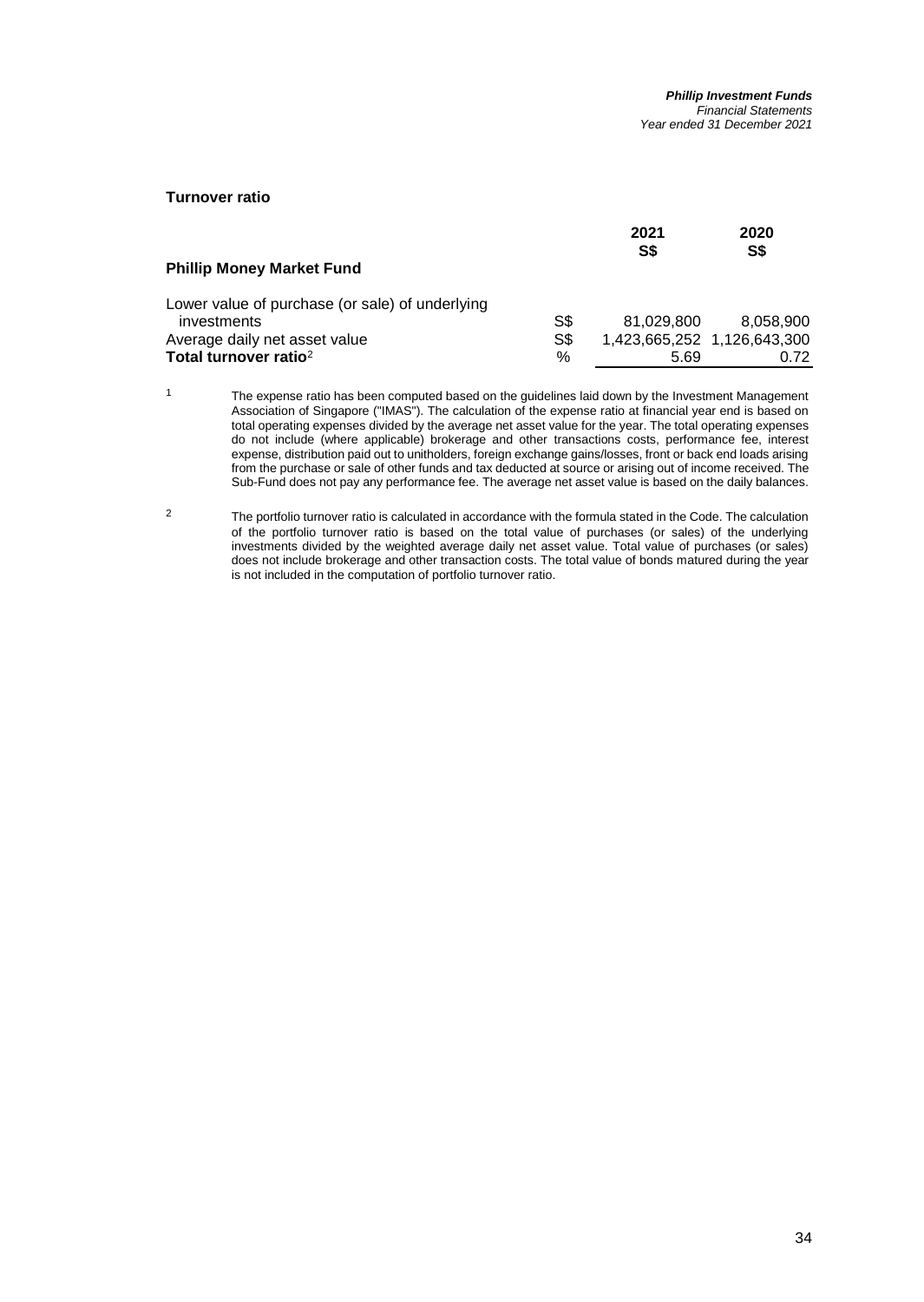## Turnover ratio

| | | 2021 S$ | 2020 S$ |
|---|---|---|---|
| **Phillip Money Market Fund** | | | |
| Lower value of purchase (or sale) of underlying investments | S$ | 81,029,800 | 8,058,900 |
| Average daily net asset value | S$ | 1,423,665,252 | 1,126,643,300 |
| **Total turnover ratio**[2] | % | 5.69 | 0.72 |

[1] The expense ratio has been computed based on the guidelines laid down by the Investment Management Association of Singapore ("IMAS"). The calculation of the expense ratio at financial year end is based on total operating expenses divided by the average net asset value for the year. The total operating expenses do not include (where applicable) brokerage and other transactions costs, performance fee, interest expense, distribution paid out to unitholders, foreign exchange gains/losses, front or back end loads arising from the purchase or sale of other funds and tax deducted at source or arising out of income received. The Sub-Fund does not pay any performance fee. The average net asset value is based on the daily balances.

[2] The portfolio turnover ratio is calculated in accordance with the formula stated in the Code. The calculation of the portfolio turnover ratio is based on the total value of purchases (or sales) of the underlying investments divided by the weighted average daily net asset value. Total value of purchases (or sales) does not include brokerage and other transaction costs. The total value of bonds matured during the year is not included in the computation of portfolio turnover ratio.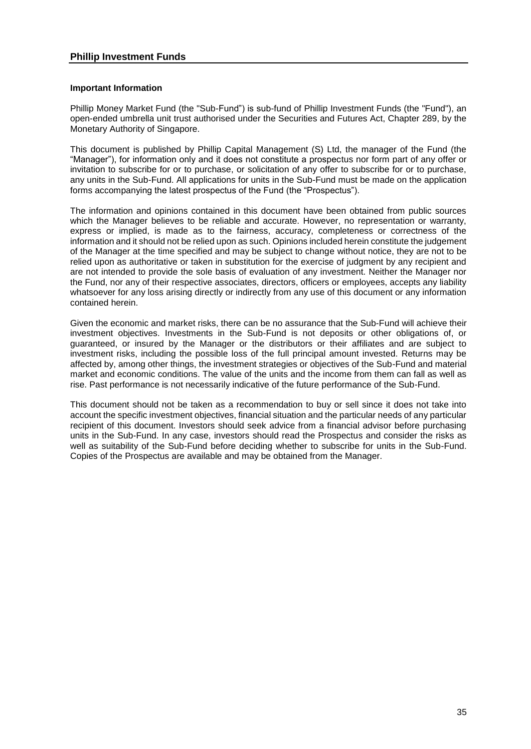## Important Information

Phillip Money Market Fund (the "Sub-Fund") is sub-fund of Phillip Investment Funds (the "Fund"), an open-ended umbrella unit trust authorised under the Securities and Futures Act, Chapter 289, by the Monetary Authority of Singapore.

This document is published by Phillip Capital Management (S) Ltd, the manager of the Fund (the "Manager"), for information only and it does not constitute a prospectus nor form part of any offer or invitation to subscribe for or to purchase, or solicitation of any offer to subscribe for or to purchase, any units in the Sub-Fund. All applications for units in the Sub-Fund must be made on the application forms accompanying the latest prospectus of the Fund (the "Prospectus").

The information and opinions contained in this document have been obtained from public sources which the Manager believes to be reliable and accurate. However, no representation or warranty, express or implied, is made as to the fairness, accuracy, completeness or correctness of the information and it should not be relied upon as such. Opinions included herein constitute the judgement of the Manager at the time specified and may be subject to change without notice, they are not to be relied upon as authoritative or taken in substitution for the exercise of judgment by any recipient and are not intended to provide the sole basis of evaluation of any investment. Neither the Manager nor the Fund, nor any of their respective associates, directors, officers or employees, accepts any liability whatsoever for any loss arising directly or indirectly from any use of this document or any information contained herein.

Given the economic and market risks, there can be no assurance that the Sub-Fund will achieve their investment objectives. Investments in the Sub-Fund is not deposits or other obligations of, or guaranteed, or insured by the Manager or the distributors or their affiliates and are subject to investment risks, including the possible loss of the full principal amount invested. Returns may be affected by, among other things, the investment strategies or objectives of the Sub-Fund and material market and economic conditions. The value of the units and the income from them can fall as well as rise. Past performance is not necessarily indicative of the future performance of the Sub-Fund.

This document should not be taken as a recommendation to buy or sell since it does not take into account the specific investment objectives, financial situation and the particular needs of any particular recipient of this document. Investors should seek advice from a financial advisor before purchasing units in the Sub-Fund. In any case, investors should read the Prospectus and consider the risks as well as suitability of the Sub-Fund before deciding whether to subscribe for units in the Sub-Fund. Copies of the Prospectus are available and may be obtained from the Manager.